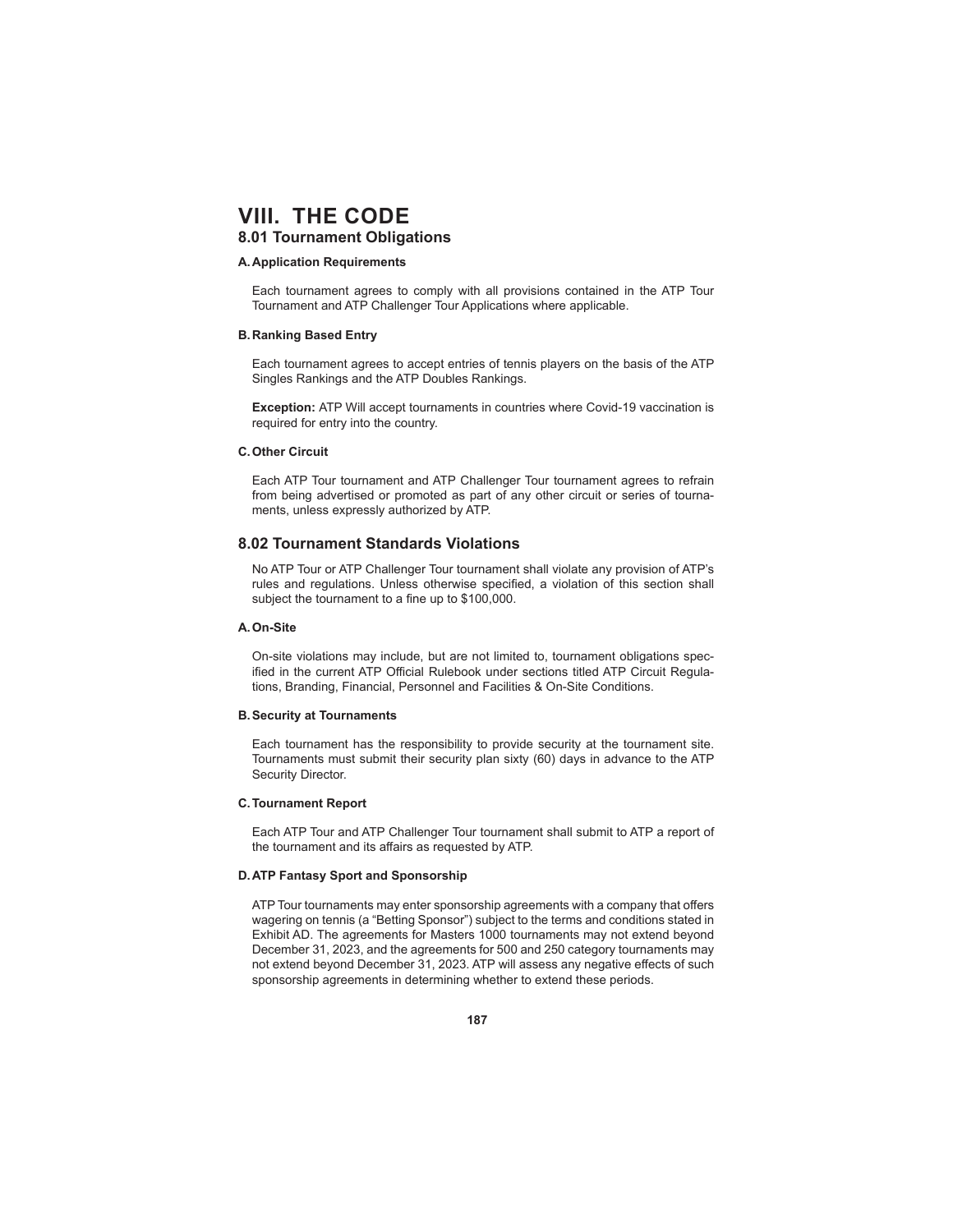# VIII. THE CODE

## 8.01 Tournament Obligations

### A. Application Requirements

Each tournament agrees to comply with all provisions contained in the ATP Tour Tournament and ATP Challenger Tour Applications where applicable.

### B. Ranking Based Entry

Each tournament agrees to accept entries of tennis players on the basis of the ATP Singles Rankings and the ATP Doubles Rankings.

**Exception:** ATP Will accept tournaments in countries where Covid-19 vaccination is required for entry into the country.

### C. Other Circuit

Each ATP Tour tournament and ATP Challenger Tour tournament agrees to refrain from being advertised or promoted as part of any other circuit or series of tournaments, unless expressly authorized by ATP.

## 8.02 Tournament Standards Violations

No ATP Tour or ATP Challenger Tour tournament shall violate any provision of ATP's rules and regulations. Unless otherwise specified, a violation of this section shall subject the tournament to a fine up to $100,000.

### A. On-Site

On-site violations may include, but are not limited to, tournament obligations specified in the current ATP Official Rulebook under sections titled ATP Circuit Regulations, Branding, Financial, Personnel and Facilities & On-Site Conditions.

### B. Security at Tournaments

Each tournament has the responsibility to provide security at the tournament site. Tournaments must submit their security plan sixty (60) days in advance to the ATP Security Director.

### C. Tournament Report

Each ATP Tour and ATP Challenger Tour tournament shall submit to ATP a report of the tournament and its affairs as requested by ATP.

### D. ATP Fantasy Sport and Sponsorship

ATP Tour tournaments may enter sponsorship agreements with a company that offers wagering on tennis (a "Betting Sponsor") subject to the terms and conditions stated in Exhibit AD. The agreements for Masters 1000 tournaments may not extend beyond December 31, 2023, and the agreements for 500 and 250 category tournaments may not extend beyond December 31, 2023. ATP will assess any negative effects of such sponsorship agreements in determining whether to extend these periods.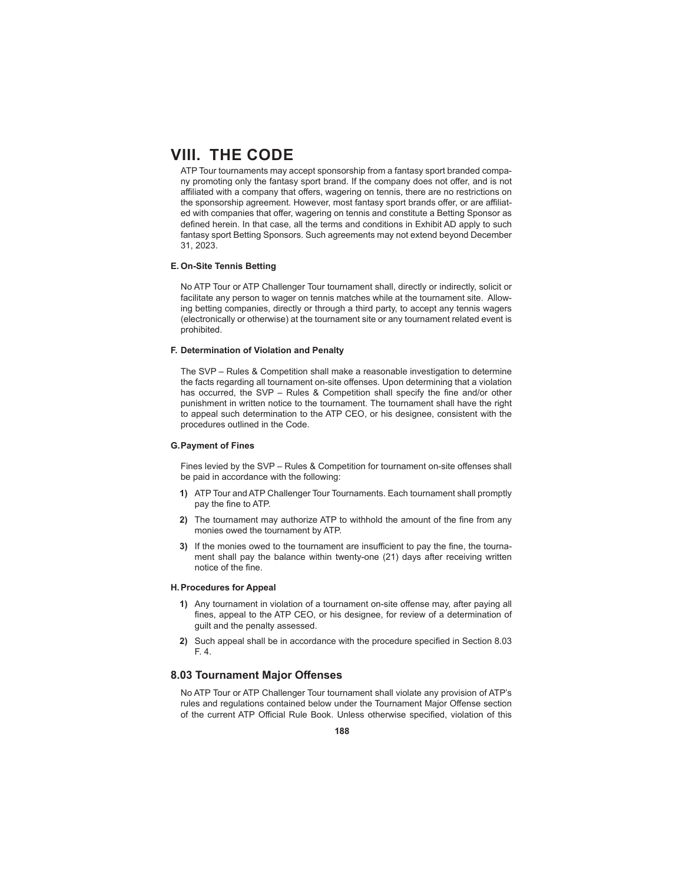# VIII. THE CODE

ATP Tour tournaments may accept sponsorship from a fantasy sport branded company promoting only the fantasy sport brand. If the company does not offer, and is not affiliated with a company that offers, wagering on tennis, there are no restrictions on the sponsorship agreement. However, most fantasy sport brands offer, or are affiliated with companies that offer, wagering on tennis and constitute a Betting Sponsor as defined herein. In that case, all the terms and conditions in Exhibit AD apply to such fantasy sport Betting Sponsors. Such agreements may not extend beyond December 31, 2023.

**E. On-Site Tennis Betting**

No ATP Tour or ATP Challenger Tour tournament shall, directly or indirectly, solicit or facilitate any person to wager on tennis matches while at the tournament site. Allowing betting companies, directly or through a third party, to accept any tennis wagers (electronically or otherwise) at the tournament site or any tournament related event is prohibited.

**F. Determination of Violation and Penalty**

The SVP – Rules & Competition shall make a reasonable investigation to determine the facts regarding all tournament on-site offenses. Upon determining that a violation has occurred, the SVP – Rules & Competition shall specify the fine and/or other punishment in written notice to the tournament. The tournament shall have the right to appeal such determination to the ATP CEO, or his designee, consistent with the procedures outlined in the Code.

**G. Payment of Fines**

Fines levied by the SVP – Rules & Competition for tournament on-site offenses shall be paid in accordance with the following:

1) ATP Tour and ATP Challenger Tour Tournaments. Each tournament shall promptly pay the fine to ATP.
2) The tournament may authorize ATP to withhold the amount of the fine from any monies owed the tournament by ATP.
3) If the monies owed to the tournament are insufficient to pay the fine, the tournament shall pay the balance within twenty-one (21) days after receiving written notice of the fine.

**H. Procedures for Appeal**

1) Any tournament in violation of a tournament on-site offense may, after paying all fines, appeal to the ATP CEO, or his designee, for review of a determination of guilt and the penalty assessed.
2) Such appeal shall be in accordance with the procedure specified in Section 8.03 F. 4.

## 8.03 Tournament Major Offenses

No ATP Tour or ATP Challenger Tour tournament shall violate any provision of ATP's rules and regulations contained below under the Tournament Major Offense section of the current ATP Official Rule Book. Unless otherwise specified, violation of this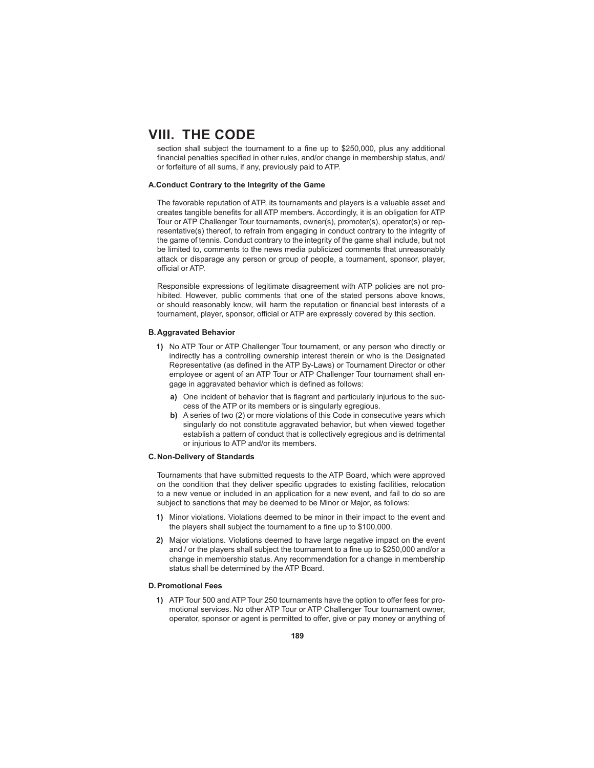# VIII. THE CODE

section shall subject the tournament to a fine up to $250,000, plus any additional financial penalties specified in other rules, and/or change in membership status, and/or forfeiture of all sums, if any, previously paid to ATP.

### A. Conduct Contrary to the Integrity of the Game

The favorable reputation of ATP, its tournaments and players is a valuable asset and creates tangible benefits for all ATP members. Accordingly, it is an obligation for ATP Tour or ATP Challenger Tour tournaments, owner(s), promoter(s), operator(s) or representative(s) thereof, to refrain from engaging in conduct contrary to the integrity of the game of tennis. Conduct contrary to the integrity of the game shall include, but not be limited to, comments to the news media publicized comments that unreasonably attack or disparage any person or group of people, a tournament, sponsor, player, official or ATP.

Responsible expressions of legitimate disagreement with ATP policies are not prohibited. However, public comments that one of the stated persons above knows, or should reasonably know, will harm the reputation or financial best interests of a tournament, player, sponsor, official or ATP are expressly covered by this section.

### B. Aggravated Behavior

**1)** No ATP Tour or ATP Challenger Tour tournament, or any person who directly or indirectly has a controlling ownership interest therein or who is the Designated Representative (as defined in the ATP By-Laws) or Tournament Director or other employee or agent of an ATP Tour or ATP Challenger Tour tournament shall engage in aggravated behavior which is defined as follows:

- **a)** One incident of behavior that is flagrant and particularly injurious to the success of the ATP or its members or is singularly egregious.
- **b)** A series of two (2) or more violations of this Code in consecutive years which singularly do not constitute aggravated behavior, but when viewed together establish a pattern of conduct that is collectively egregious and is detrimental or injurious to ATP and/or its members.

### C. Non-Delivery of Standards

Tournaments that have submitted requests to the ATP Board, which were approved on the condition that they deliver specific upgrades to existing facilities, relocation to a new venue or included in an application for a new event, and fail to do so are subject to sanctions that may be deemed to be Minor or Major, as follows:

**1)** Minor violations. Violations deemed to be minor in their impact to the event and the players shall subject the tournament to a fine up to $100,000.

**2)** Major violations. Violations deemed to have large negative impact on the event and / or the players shall subject the tournament to a fine up to $250,000 and/or a change in membership status. Any recommendation for a change in membership status shall be determined by the ATP Board.

### D. Promotional Fees

**1)** ATP Tour 500 and ATP Tour 250 tournaments have the option to offer fees for promotional services. No other ATP Tour or ATP Challenger Tour tournament owner, operator, sponsor or agent is permitted to offer, give or pay money or anything of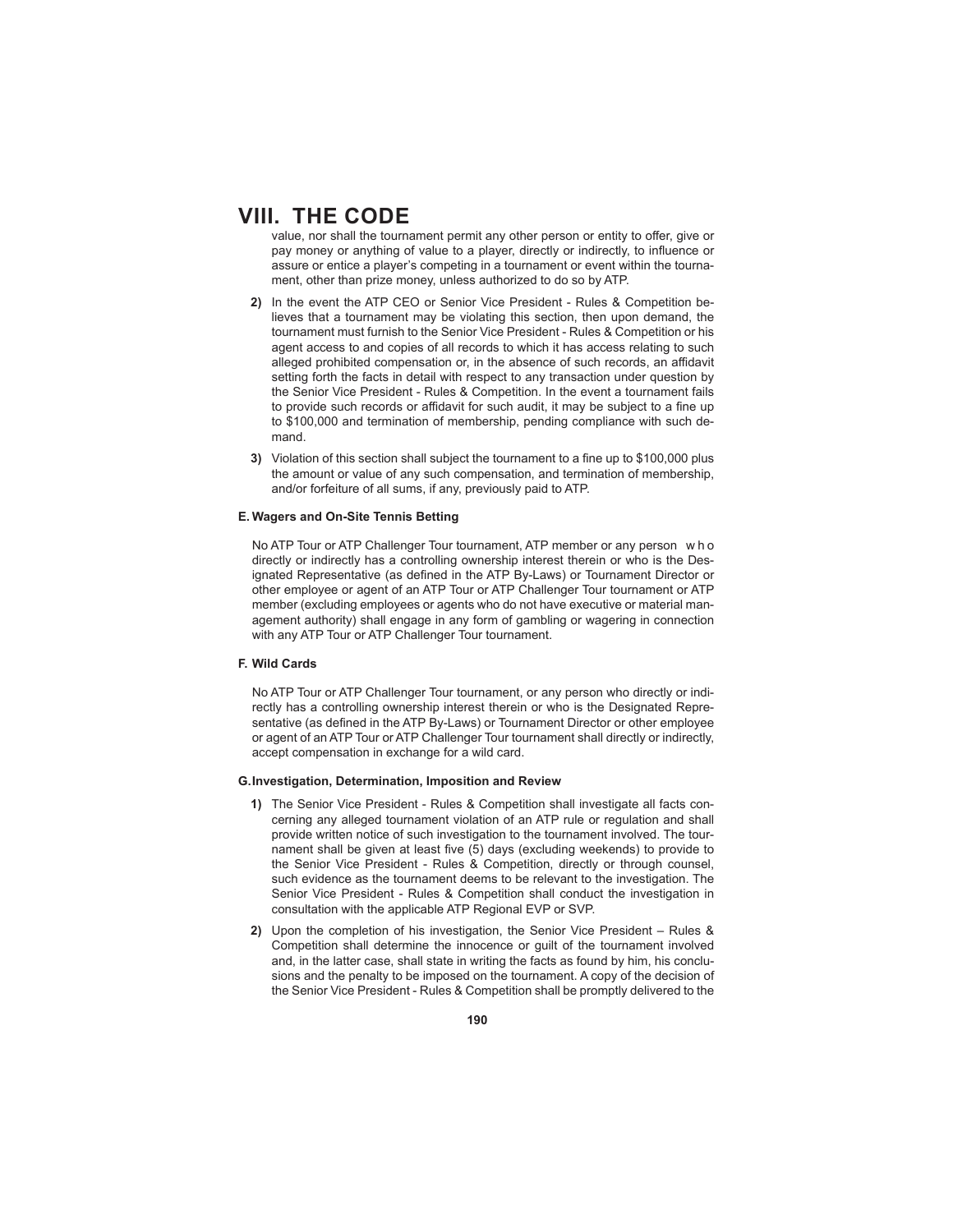value, nor shall the tournament permit any other person or entity to offer, give or pay money or anything of value to a player, directly or indirectly, to influence or assure or entice a player's competing in a tournament or event within the tournament, other than prize money, unless authorized to do so by ATP.

**2)** In the event the ATP CEO or Senior Vice President - Rules & Competition believes that a tournament may be violating this section, then upon demand, the tournament must furnish to the Senior Vice President - Rules & Competition or his agent access to and copies of all records to which it has access relating to such alleged prohibited compensation or, in the absence of such records, an affidavit setting forth the facts in detail with respect to any transaction under question by the Senior Vice President - Rules & Competition. In the event a tournament fails to provide such records or affidavit for such audit, it may be subject to a fine up to $100,000 and termination of membership, pending compliance with such demand.

**3)** Violation of this section shall subject the tournament to a fine up to $100,000 plus the amount or value of any such compensation, and termination of membership, and/or forfeiture of all sums, if any, previously paid to ATP.

### E. Wagers and On-Site Tennis Betting

No ATP Tour or ATP Challenger Tour tournament, ATP member or any person who directly or indirectly has a controlling ownership interest therein or who is the Designated Representative (as defined in the ATP By-Laws) or Tournament Director or other employee or agent of an ATP Tour or ATP Challenger Tour tournament or ATP member (excluding employees or agents who do not have executive or material management authority) shall engage in any form of gambling or wagering in connection with any ATP Tour or ATP Challenger Tour tournament.

### F. Wild Cards

No ATP Tour or ATP Challenger Tour tournament, or any person who directly or indirectly has a controlling ownership interest therein or who is the Designated Representative (as defined in the ATP By-Laws) or Tournament Director or other employee or agent of an ATP Tour or ATP Challenger Tour tournament shall directly or indirectly, accept compensation in exchange for a wild card.

### G. Investigation, Determination, Imposition and Review

**1)** The Senior Vice President - Rules & Competition shall investigate all facts concerning any alleged tournament violation of an ATP rule or regulation and shall provide written notice of such investigation to the tournament involved. The tournament shall be given at least five (5) days (excluding weekends) to provide to the Senior Vice President - Rules & Competition, directly or through counsel, such evidence as the tournament deems to be relevant to the investigation. The Senior Vice President - Rules & Competition shall conduct the investigation in consultation with the applicable ATP Regional EVP or SVP.

**2)** Upon the completion of his investigation, the Senior Vice President – Rules & Competition shall determine the innocence or guilt of the tournament involved and, in the latter case, shall state in writing the facts as found by him, his conclusions and the penalty to be imposed on the tournament. A copy of the decision of the Senior Vice President - Rules & Competition shall be promptly delivered to the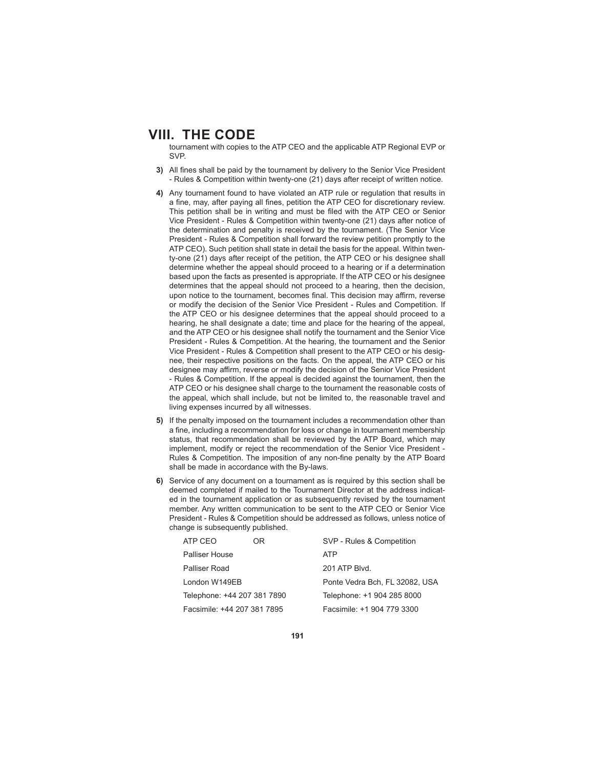# VIII. THE CODE

tournament with copies to the ATP CEO and the applicable ATP Regional EVP or SVP.

**3)** All fines shall be paid by the tournament by delivery to the Senior Vice President - Rules & Competition within twenty-one (21) days after receipt of written notice.

**4)** Any tournament found to have violated an ATP rule or regulation that results in a fine, may, after paying all fines, petition the ATP CEO for discretionary review. This petition shall be in writing and must be filed with the ATP CEO or Senior Vice President - Rules & Competition within twenty-one (21) days after notice of the determination and penalty is received by the tournament. (The Senior Vice President - Rules & Competition shall forward the review petition promptly to the ATP CEO). Such petition shall state in detail the basis for the appeal. Within twenty-one (21) days after receipt of the petition, the ATP CEO or his designee shall determine whether the appeal should proceed to a hearing or if a determination based upon the facts as presented is appropriate. If the ATP CEO or his designee determines that the appeal should not proceed to a hearing, then the decision, upon notice to the tournament, becomes final. This decision may affirm, reverse or modify the decision of the Senior Vice President - Rules and Competition. If the ATP CEO or his designee determines that the appeal should proceed to a hearing, he shall designate a date; time and place for the hearing of the appeal, and the ATP CEO or his designee shall notify the tournament and the Senior Vice President - Rules & Competition. At the hearing, the tournament and the Senior Vice President - Rules & Competition shall present to the ATP CEO or his designee, their respective positions on the facts. On the appeal, the ATP CEO or his designee may affirm, reverse or modify the decision of the Senior Vice President - Rules & Competition. If the appeal is decided against the tournament, then the ATP CEO or his designee shall charge to the tournament the reasonable costs of the appeal, which shall include, but not be limited to, the reasonable travel and living expenses incurred by all witnesses.

**5)** If the penalty imposed on the tournament includes a recommendation other than a fine, including a recommendation for loss or change in tournament membership status, that recommendation shall be reviewed by the ATP Board, which may implement, modify or reject the recommendation of the Senior Vice President - Rules & Competition. The imposition of any non-fine penalty by the ATP Board shall be made in accordance with the By-laws.

**6)** Service of any document on a tournament as is required by this section shall be deemed completed if mailed to the Tournament Director at the address indicated in the tournament application or as subsequently revised by the tournament member. Any written communication to be sent to the ATP CEO or Senior Vice President - Rules & Competition should be addressed as follows, unless notice of change is subsequently published.

| ATP CEO | OR | SVP - Rules & Competition |
|---|---|---|
| Palliser House | | ATP |
| Palliser Road | | 201 ATP Blvd. |
| London W149EB | | Ponte Vedra Bch, FL 32082, USA |
| Telephone: +44 207 381 7890 | | Telephone: +1 904 285 8000 |
| Facsimile: +44 207 381 7895 | | Facsimile: +1 904 779 3300 |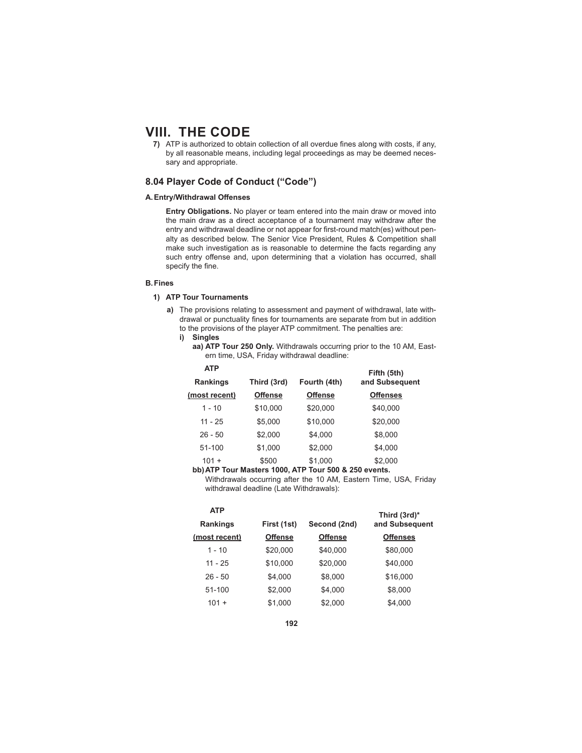# VIII. THE CODE

**7)** ATP is authorized to obtain collection of all overdue fines along with costs, if any, by all reasonable means, including legal proceedings as may be deemed necessary and appropriate.

## 8.04 Player Code of Conduct ("Code")

### A. Entry/Withdrawal Offenses

**Entry Obligations.** No player or team entered into the main draw or moved into the main draw as a direct acceptance of a tournament may withdraw after the entry and withdrawal deadline or not appear for first-round match(es) without penalty as described below. The Senior Vice President, Rules & Competition shall make such investigation as is reasonable to determine the facts regarding any such entry offense and, upon determining that a violation has occurred, shall specify the fine.

### B. Fines

**1) ATP Tour Tournaments**

**a)** The provisions relating to assessment and payment of withdrawal, late withdrawal or punctuality fines for tournaments are separate from but in addition to the provisions of the player ATP commitment. The penalties are:

**i) Singles**

**aa) ATP Tour 250 Only.** Withdrawals occurring prior to the 10 AM, Eastern time, USA, Friday withdrawal deadline:

| ATP Rankings (most recent) | Third (3rd) Offense | Fourth (4th) Offense | Fifth (5th) and Subsequent Offenses |
|---|---|---|---|
| 1 - 10 | $10,000 | $20,000 | $40,000 |
| 11 - 25 | $5,000 | $10,000 | $20,000 |
| 26 - 50 | $2,000 | $4,000 | $8,000 |
| 51-100 | $1,000 | $2,000 | $4,000 |
| 101 + | $500 | $1,000 | $2,000 |

**bb) ATP Tour Masters 1000, ATP Tour 500 & 250 events.**
Withdrawals occurring after the 10 AM, Eastern Time, USA, Friday withdrawal deadline (Late Withdrawals):

| ATP Rankings (most recent) | First (1st) Offense | Second (2nd) Offense | Third (3rd)* and Subsequent Offenses |
|---|---|---|---|
| 1 - 10 | $20,000 | $40,000 | $80,000 |
| 11 - 25 | $10,000 | $20,000 | $40,000 |
| 26 - 50 | $4,000 | $8,000 | $16,000 |
| 51-100 | $2,000 | $4,000 | $8,000 |
| 101 + | $1,000 | $2,000 | $4,000 |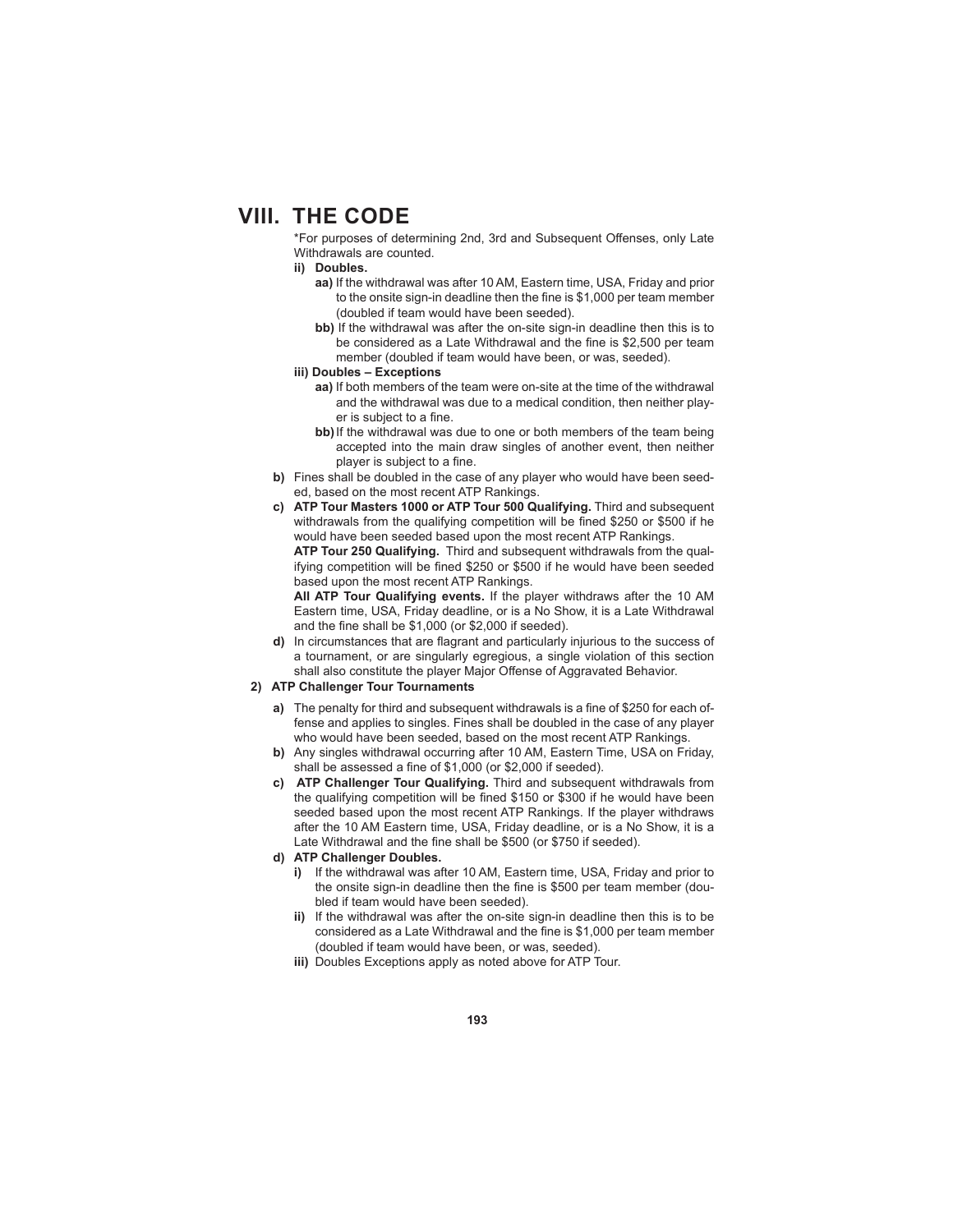# VIII. THE CODE

*For purposes of determining 2nd, 3rd and Subsequent Offenses, only Late Withdrawals are counted.

**ii) Doubles.**

**aa)** If the withdrawal was after 10 AM, Eastern time, USA, Friday and prior to the onsite sign-in deadline then the fine is $1,000 per team member (doubled if team would have been seeded).

**bb)** If the withdrawal was after the on-site sign-in deadline then this is to be considered as a Late Withdrawal and the fine is $2,500 per team member (doubled if team would have been, or was, seeded).

**iii) Doubles – Exceptions**

**aa)** If both members of the team were on-site at the time of the withdrawal and the withdrawal was due to a medical condition, then neither player is subject to a fine.

**bb)** If the withdrawal was due to one or both members of the team being accepted into the main draw singles of another event, then neither player is subject to a fine.

**b)** Fines shall be doubled in the case of any player who would have been seeded, based on the most recent ATP Rankings.

**c) ATP Tour Masters 1000 or ATP Tour 500 Qualifying.** Third and subsequent withdrawals from the qualifying competition will be fined $250 or $500 if he would have been seeded based upon the most recent ATP Rankings.

**ATP Tour 250 Qualifying.** Third and subsequent withdrawals from the qualifying competition will be fined $250 or $500 if he would have been seeded based upon the most recent ATP Rankings.

**All ATP Tour Qualifying events.** If the player withdraws after the 10 AM Eastern time, USA, Friday deadline, or is a No Show, it is a Late Withdrawal and the fine shall be $1,000 (or $2,000 if seeded).

**d)** In circumstances that are flagrant and particularly injurious to the success of a tournament, or are singularly egregious, a single violation of this section shall also constitute the player Major Offense of Aggravated Behavior.

**2) ATP Challenger Tour Tournaments**

**a)** The penalty for third and subsequent withdrawals is a fine of $250 for each offense and applies to singles. Fines shall be doubled in the case of any player who would have been seeded, based on the most recent ATP Rankings.

**b)** Any singles withdrawal occurring after 10 AM, Eastern Time, USA on Friday, shall be assessed a fine of $1,000 (or $2,000 if seeded).

**c) ATP Challenger Tour Qualifying.** Third and subsequent withdrawals from the qualifying competition will be fined $150 or $300 if he would have been seeded based upon the most recent ATP Rankings. If the player withdraws after the 10 AM Eastern time, USA, Friday deadline, or is a No Show, it is a Late Withdrawal and the fine shall be $500 (or $750 if seeded).

**d) ATP Challenger Doubles.**

**i)** If the withdrawal was after 10 AM, Eastern time, USA, Friday and prior to the onsite sign-in deadline then the fine is $500 per team member (doubled if team would have been seeded).

**ii)** If the withdrawal was after the on-site sign-in deadline then this is to be considered as a Late Withdrawal and the fine is $1,000 per team member (doubled if team would have been, or was, seeded).

**iii)** Doubles Exceptions apply as noted above for ATP Tour.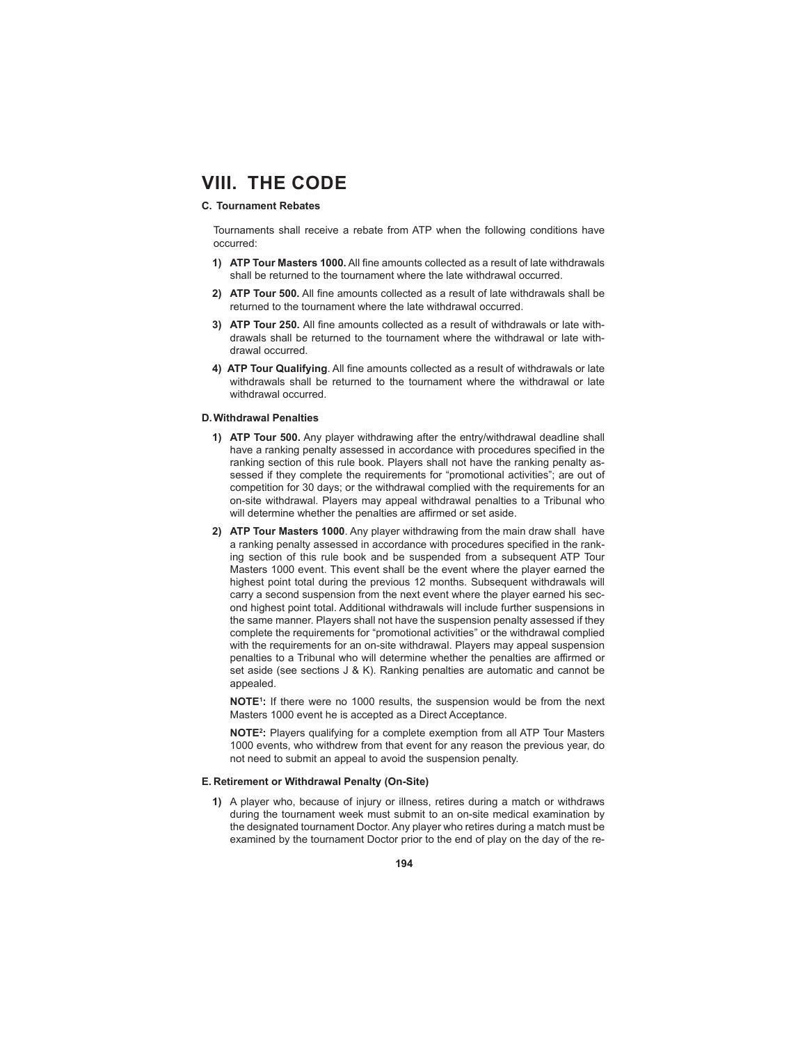# VIII. THE CODE

### C. Tournament Rebates

Tournaments shall receive a rebate from ATP when the following conditions have occurred:

1) **ATP Tour Masters 1000.** All fine amounts collected as a result of late withdrawals shall be returned to the tournament where the late withdrawal occurred.

2) **ATP Tour 500.** All fine amounts collected as a result of late withdrawals shall be returned to the tournament where the late withdrawal occurred.

3) **ATP Tour 250.** All fine amounts collected as a result of withdrawals or late withdrawals shall be returned to the tournament where the withdrawal or late withdrawal occurred.

4) **ATP Tour Qualifying**. All fine amounts collected as a result of withdrawals or late withdrawals shall be returned to the tournament where the withdrawal or late withdrawal occurred.

### D. Withdrawal Penalties

1) **ATP Tour 500.** Any player withdrawing after the entry/withdrawal deadline shall have a ranking penalty assessed in accordance with procedures specified in the ranking section of this rule book. Players shall not have the ranking penalty assessed if they complete the requirements for "promotional activities"; are out of competition for 30 days; or the withdrawal complied with the requirements for an on-site withdrawal. Players may appeal withdrawal penalties to a Tribunal who will determine whether the penalties are affirmed or set aside.

2) **ATP Tour Masters 1000**. Any player withdrawing from the main draw shall have a ranking penalty assessed in accordance with procedures specified in the ranking section of this rule book and be suspended from a subsequent ATP Tour Masters 1000 event. This event shall be the event where the player earned the highest point total during the previous 12 months. Subsequent withdrawals will carry a second suspension from the next event where the player earned his second highest point total. Additional withdrawals will include further suspensions in the same manner. Players shall not have the suspension penalty assessed if they complete the requirements for "promotional activities" or the withdrawal complied with the requirements for an on-site withdrawal. Players may appeal suspension penalties to a Tribunal who will determine whether the penalties are affirmed or set aside (see sections J & K). Ranking penalties are automatic and cannot be appealed.

   **NOTE[1]:** If there were no 1000 results, the suspension would be from the next Masters 1000 event he is accepted as a Direct Acceptance.

   **NOTE[2]:** Players qualifying for a complete exemption from all ATP Tour Masters 1000 events, who withdrew from that event for any reason the previous year, do not need to submit an appeal to avoid the suspension penalty.

### E. Retirement or Withdrawal Penalty (On-Site)

1) A player who, because of injury or illness, retires during a match or withdraws during the tournament week must submit to an on-site medical examination by the designated tournament Doctor. Any player who retires during a match must be examined by the tournament Doctor prior to the end of play on the day of the re-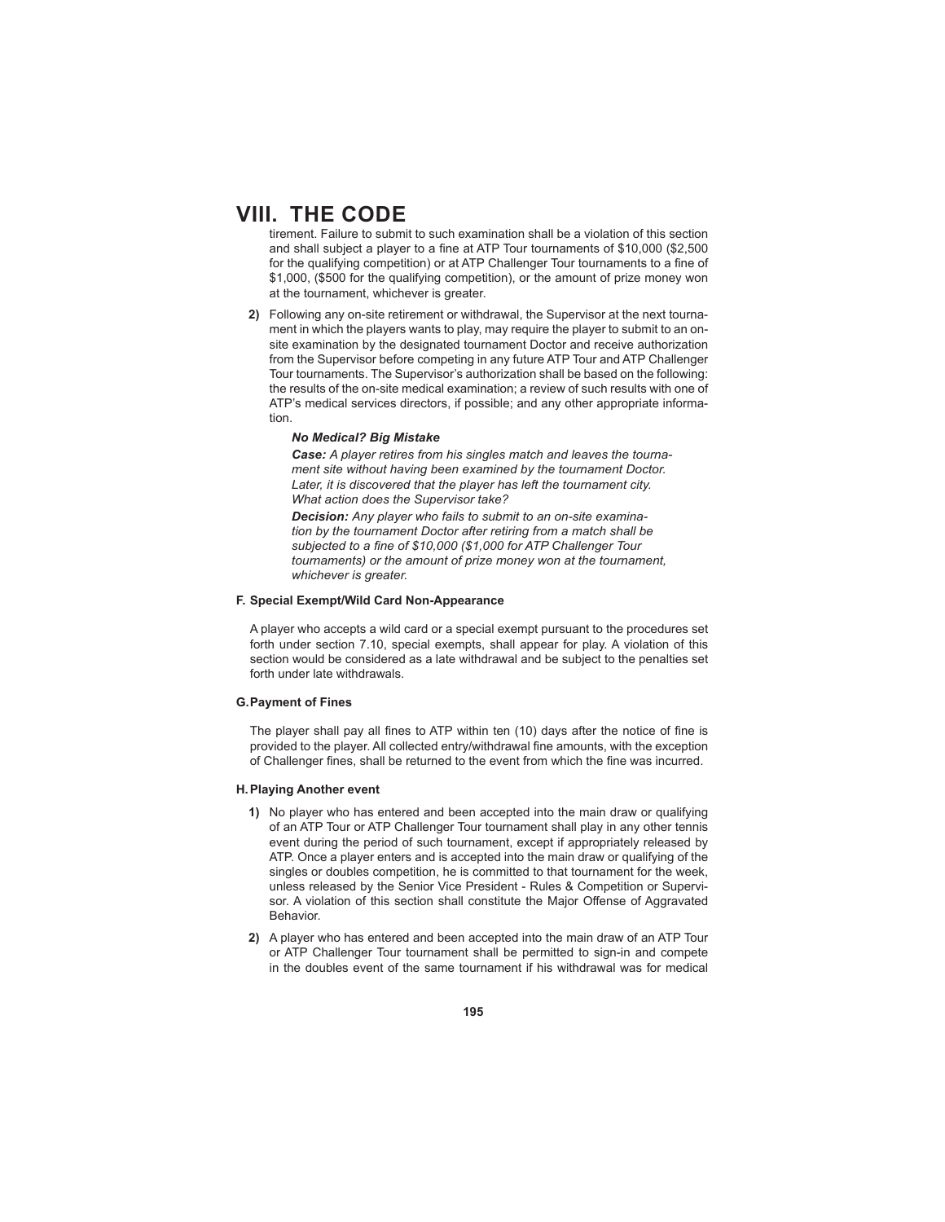# VIII. THE CODE

tirement. Failure to submit to such examination shall be a violation of this section and shall subject a player to a fine at ATP Tour tournaments of $10,000 ($2,500 for the qualifying competition) or at ATP Challenger Tour tournaments to a fine of $1,000, ($500 for the qualifying competition), or the amount of prize money won at the tournament, whichever is greater.

**2)** Following any on-site retirement or withdrawal, the Supervisor at the next tournament in which the players wants to play, may require the player to submit to an on-site examination by the designated tournament Doctor and receive authorization from the Supervisor before competing in any future ATP Tour and ATP Challenger Tour tournaments. The Supervisor's authorization shall be based on the following: the results of the on-site medical examination; a review of such results with one of ATP's medical services directors, if possible; and any other appropriate information.

> ***No Medical? Big Mistake***
>
> ***Case:*** *A player retires from his singles match and leaves the tournament site without having been examined by the tournament Doctor. Later, it is discovered that the player has left the tournament city. What action does the Supervisor take?*
>
> ***Decision:*** *Any player who fails to submit to an on-site examination by the tournament Doctor after retiring from a match shall be subjected to a fine of $10,000 ($1,000 for ATP Challenger Tour tournaments) or the amount of prize money won at the tournament, whichever is greater.*

#### F. Special Exempt/Wild Card Non-Appearance

A player who accepts a wild card or a special exempt pursuant to the procedures set forth under section 7.10, special exempts, shall appear for play. A violation of this section would be considered as a late withdrawal and be subject to the penalties set forth under late withdrawals.

#### G. Payment of Fines

The player shall pay all fines to ATP within ten (10) days after the notice of fine is provided to the player. All collected entry/withdrawal fine amounts, with the exception of Challenger fines, shall be returned to the event from which the fine was incurred.

#### H. Playing Another event

**1)** No player who has entered and been accepted into the main draw or qualifying of an ATP Tour or ATP Challenger Tour tournament shall play in any other tennis event during the period of such tournament, except if appropriately released by ATP. Once a player enters and is accepted into the main draw or qualifying of the singles or doubles competition, he is committed to that tournament for the week, unless released by the Senior Vice President - Rules & Competition or Supervisor. A violation of this section shall constitute the Major Offense of Aggravated Behavior.

**2)** A player who has entered and been accepted into the main draw of an ATP Tour or ATP Challenger Tour tournament shall be permitted to sign-in and compete in the doubles event of the same tournament if his withdrawal was for medical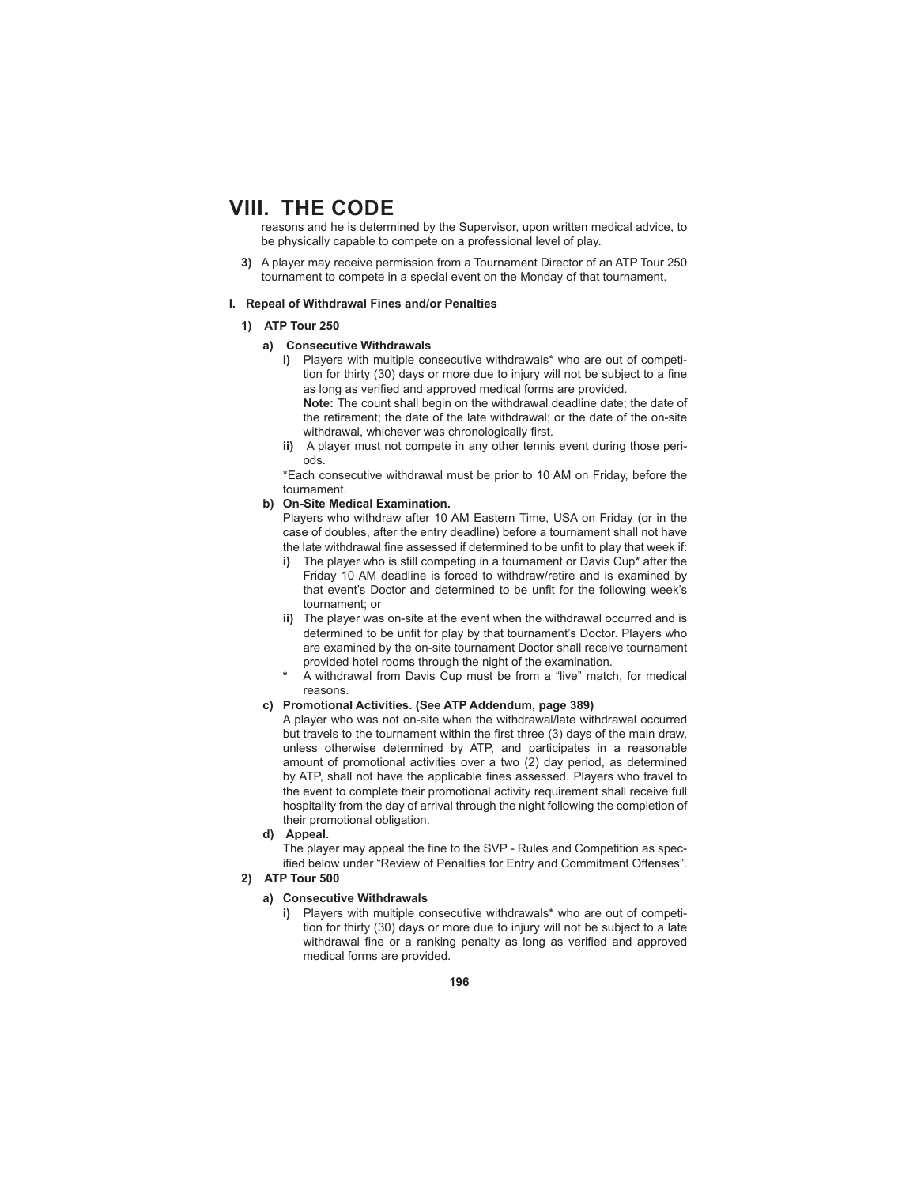reasons and he is determined by the Supervisor, upon written medical advice, to be physically capable to compete on a professional level of play.

**3)** A player may receive permission from a Tournament Director of an ATP Tour 250 tournament to compete in a special event on the Monday of that tournament.

**I. Repeal of Withdrawal Fines and/or Penalties**

**1) ATP Tour 250**

**a) Consecutive Withdrawals**

**i)** Players with multiple consecutive withdrawals* who are out of competition for thirty (30) days or more due to injury will not be subject to a fine as long as verified and approved medical forms are provided.
**Note:** The count shall begin on the withdrawal deadline date; the date of the retirement; the date of the late withdrawal; or the date of the on-site withdrawal, whichever was chronologically first.

**ii)** A player must not compete in any other tennis event during those periods.

*Each consecutive withdrawal must be prior to 10 AM on Friday, before the tournament.

**b) On-Site Medical Examination.**

Players who withdraw after 10 AM Eastern Time, USA on Friday (or in the case of doubles, after the entry deadline) before a tournament shall not have the late withdrawal fine assessed if determined to be unfit to play that week if:

**i)** The player who is still competing in a tournament or Davis Cup* after the Friday 10 AM deadline is forced to withdraw/retire and is examined by that event's Doctor and determined to be unfit for the following week's tournament; or

**ii)** The player was on-site at the event when the withdrawal occurred and is determined to be unfit for play by that tournament's Doctor. Players who are examined by the on-site tournament Doctor shall receive tournament provided hotel rooms through the night of the examination.

**\*** A withdrawal from Davis Cup must be from a "live" match, for medical reasons.

**c) Promotional Activities. (See ATP Addendum, page 389)**

A player who was not on-site when the withdrawal/late withdrawal occurred but travels to the tournament within the first three (3) days of the main draw, unless otherwise determined by ATP, and participates in a reasonable amount of promotional activities over a two (2) day period, as determined by ATP, shall not have the applicable fines assessed. Players who travel to the event to complete their promotional activity requirement shall receive full hospitality from the day of arrival through the night following the completion of their promotional obligation.

**d) Appeal.**

The player may appeal the fine to the SVP - Rules and Competition as specified below under "Review of Penalties for Entry and Commitment Offenses".

**2) ATP Tour 500**

**a) Consecutive Withdrawals**

**i)** Players with multiple consecutive withdrawals* who are out of competition for thirty (30) days or more due to injury will not be subject to a late withdrawal fine or a ranking penalty as long as verified and approved medical forms are provided.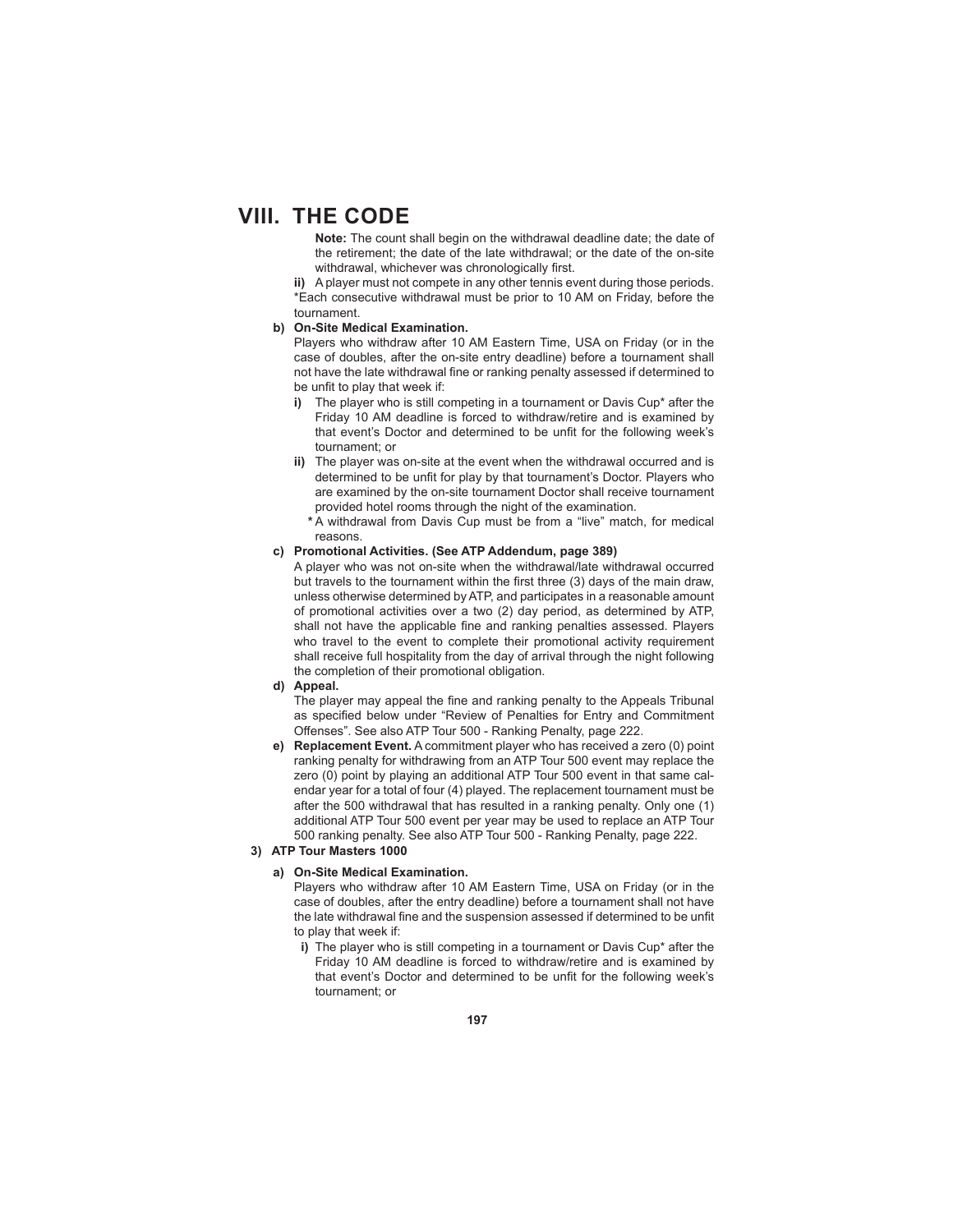# VIII. THE CODE

**Note:** The count shall begin on the withdrawal deadline date; the date of the retirement; the date of the late withdrawal; or the date of the on-site withdrawal, whichever was chronologically first.

**ii)** A player must not compete in any other tennis event during those periods.

*Each consecutive withdrawal must be prior to 10 AM on Friday, before the tournament.

**b) On-Site Medical Examination.**

Players who withdraw after 10 AM Eastern Time, USA on Friday (or in the case of doubles, after the on-site entry deadline) before a tournament shall not have the late withdrawal fine or ranking penalty assessed if determined to be unfit to play that week if:

- **i)** The player who is still competing in a tournament or Davis Cup* after the Friday 10 AM deadline is forced to withdraw/retire and is examined by that event's Doctor and determined to be unfit for the following week's tournament; or
- **ii)** The player was on-site at the event when the withdrawal occurred and is determined to be unfit for play by that tournament's Doctor. Players who are examined by the on-site tournament Doctor shall receive tournament provided hotel rooms through the night of the examination.

**\*** A withdrawal from Davis Cup must be from a "live" match, for medical reasons.

**c) Promotional Activities. (See ATP Addendum, page 389)**

A player who was not on-site when the withdrawal/late withdrawal occurred but travels to the tournament within the first three (3) days of the main draw, unless otherwise determined by ATP, and participates in a reasonable amount of promotional activities over a two (2) day period, as determined by ATP, shall not have the applicable fine and ranking penalties assessed. Players who travel to the event to complete their promotional activity requirement shall receive full hospitality from the day of arrival through the night following the completion of their promotional obligation.

**d) Appeal.**

The player may appeal the fine and ranking penalty to the Appeals Tribunal as specified below under "Review of Penalties for Entry and Commitment Offenses". See also ATP Tour 500 - Ranking Penalty, page 222.

**e) Replacement Event.** A commitment player who has received a zero (0) point ranking penalty for withdrawing from an ATP Tour 500 event may replace the zero (0) point by playing an additional ATP Tour 500 event in that same calendar year for a total of four (4) played. The replacement tournament must be after the 500 withdrawal that has resulted in a ranking penalty. Only one (1) additional ATP Tour 500 event per year may be used to replace an ATP Tour 500 ranking penalty. See also ATP Tour 500 - Ranking Penalty, page 222.

**3) ATP Tour Masters 1000**

**a) On-Site Medical Examination.**

Players who withdraw after 10 AM Eastern Time, USA on Friday (or in the case of doubles, after the entry deadline) before a tournament shall not have the late withdrawal fine and the suspension assessed if determined to be unfit to play that week if:

- **i)** The player who is still competing in a tournament or Davis Cup* after the Friday 10 AM deadline is forced to withdraw/retire and is examined by that event's Doctor and determined to be unfit for the following week's tournament; or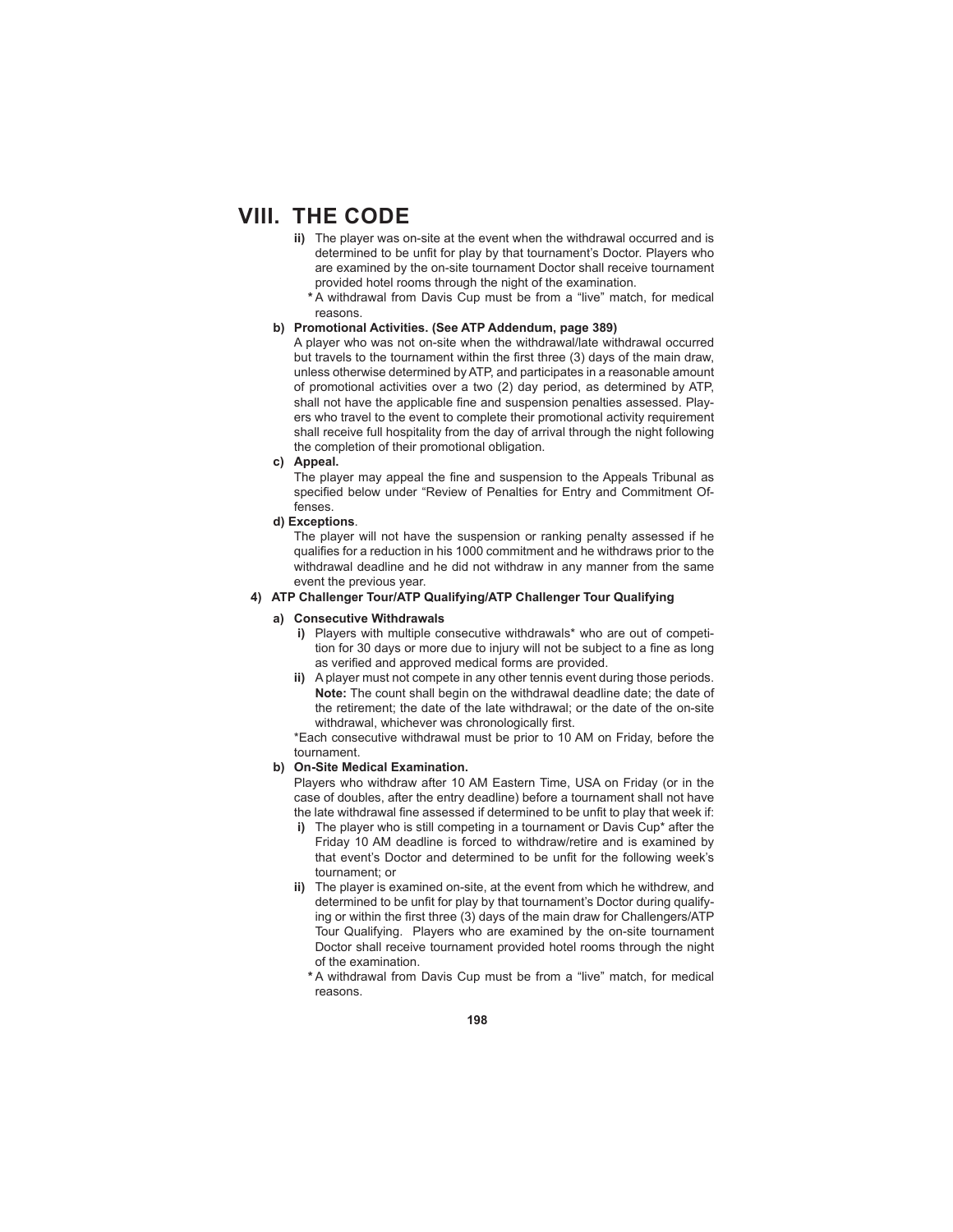# VIII. THE CODE

**ii)** The player was on-site at the event when the withdrawal occurred and is determined to be unfit for play by that tournament's Doctor. Players who are examined by the on-site tournament Doctor shall receive tournament provided hotel rooms through the night of the examination.

**\*** A withdrawal from Davis Cup must be from a "live" match, for medical reasons.

**b) Promotional Activities. (See ATP Addendum, page 389)**

A player who was not on-site when the withdrawal/late withdrawal occurred but travels to the tournament within the first three (3) days of the main draw, unless otherwise determined by ATP, and participates in a reasonable amount of promotional activities over a two (2) day period, as determined by ATP, shall not have the applicable fine and suspension penalties assessed. Players who travel to the event to complete their promotional activity requirement shall receive full hospitality from the day of arrival through the night following the completion of their promotional obligation.

**c) Appeal.**

The player may appeal the fine and suspension to the Appeals Tribunal as specified below under "Review of Penalties for Entry and Commitment Offenses.

**d) Exceptions**.

The player will not have the suspension or ranking penalty assessed if he qualifies for a reduction in his 1000 commitment and he withdraws prior to the withdrawal deadline and he did not withdraw in any manner from the same event the previous year.

**4) ATP Challenger Tour/ATP Qualifying/ATP Challenger Tour Qualifying**

**a) Consecutive Withdrawals**

**i)** Players with multiple consecutive withdrawals\* who are out of competition for 30 days or more due to injury will not be subject to a fine as long as verified and approved medical forms are provided.

**ii)** A player must not compete in any other tennis event during those periods. **Note:** The count shall begin on the withdrawal deadline date; the date of the retirement; the date of the late withdrawal; or the date of the on-site withdrawal, whichever was chronologically first.

\*Each consecutive withdrawal must be prior to 10 AM on Friday, before the tournament.

**b) On-Site Medical Examination.**

Players who withdraw after 10 AM Eastern Time, USA on Friday (or in the case of doubles, after the entry deadline) before a tournament shall not have the late withdrawal fine assessed if determined to be unfit to play that week if:

**i)** The player who is still competing in a tournament or Davis Cup\* after the Friday 10 AM deadline is forced to withdraw/retire and is examined by that event's Doctor and determined to be unfit for the following week's tournament; or

**ii)** The player is examined on-site, at the event from which he withdrew, and determined to be unfit for play by that tournament's Doctor during qualifying or within the first three (3) days of the main draw for Challengers/ATP Tour Qualifying. Players who are examined by the on-site tournament Doctor shall receive tournament provided hotel rooms through the night of the examination.

**\*** A withdrawal from Davis Cup must be from a "live" match, for medical reasons.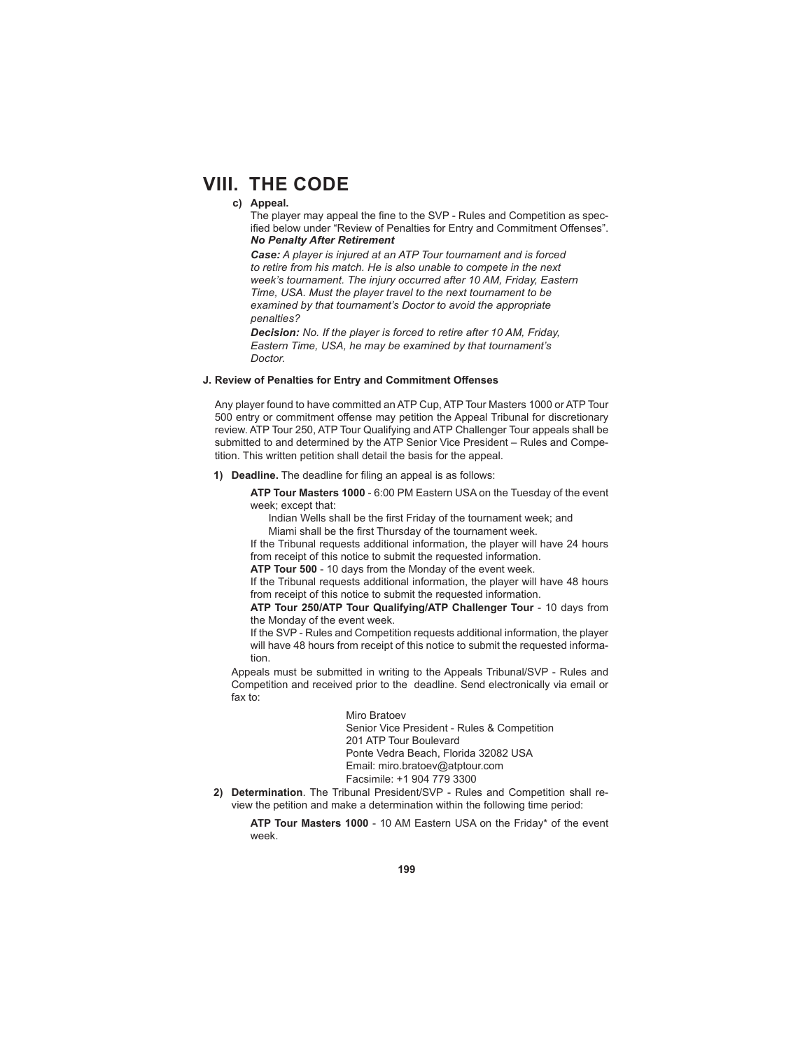# VIII. THE CODE

**c) Appeal.**

The player may appeal the fine to the SVP - Rules and Competition as specified below under "Review of Penalties for Entry and Commitment Offenses".

***No Penalty After Retirement***

***Case:*** *A player is injured at an ATP Tour tournament and is forced to retire from his match. He is also unable to compete in the next week's tournament. The injury occurred after 10 AM, Friday, Eastern Time, USA. Must the player travel to the next tournament to be examined by that tournament's Doctor to avoid the appropriate penalties?*

***Decision:*** *No. If the player is forced to retire after 10 AM, Friday, Eastern Time, USA, he may be examined by that tournament's Doctor.*

### J. Review of Penalties for Entry and Commitment Offenses

Any player found to have committed an ATP Cup, ATP Tour Masters 1000 or ATP Tour 500 entry or commitment offense may petition the Appeal Tribunal for discretionary review. ATP Tour 250, ATP Tour Qualifying and ATP Challenger Tour appeals shall be submitted to and determined by the ATP Senior Vice President – Rules and Competition. This written petition shall detail the basis for the appeal.

**1) Deadline.** The deadline for filing an appeal is as follows:

**ATP Tour Masters 1000** - 6:00 PM Eastern USA on the Tuesday of the event week; except that:

Indian Wells shall be the first Friday of the tournament week; and

Miami shall be the first Thursday of the tournament week.

If the Tribunal requests additional information, the player will have 24 hours from receipt of this notice to submit the requested information.

**ATP Tour 500** - 10 days from the Monday of the event week.

If the Tribunal requests additional information, the player will have 48 hours from receipt of this notice to submit the requested information.

**ATP Tour 250/ATP Tour Qualifying/ATP Challenger Tour** - 10 days from the Monday of the event week.

If the SVP - Rules and Competition requests additional information, the player will have 48 hours from receipt of this notice to submit the requested information.

Appeals must be submitted in writing to the Appeals Tribunal/SVP - Rules and Competition and received prior to the deadline. Send electronically via email or fax to:

Miro Bratoev
Senior Vice President - Rules & Competition
201 ATP Tour Boulevard
Ponte Vedra Beach, Florida 32082 USA
Email: miro.bratoev@atptour.com
Facsimile: +1 904 779 3300

**2) Determination**. The Tribunal President/SVP - Rules and Competition shall review the petition and make a determination within the following time period:

**ATP Tour Masters 1000** - 10 AM Eastern USA on the Friday* of the event week.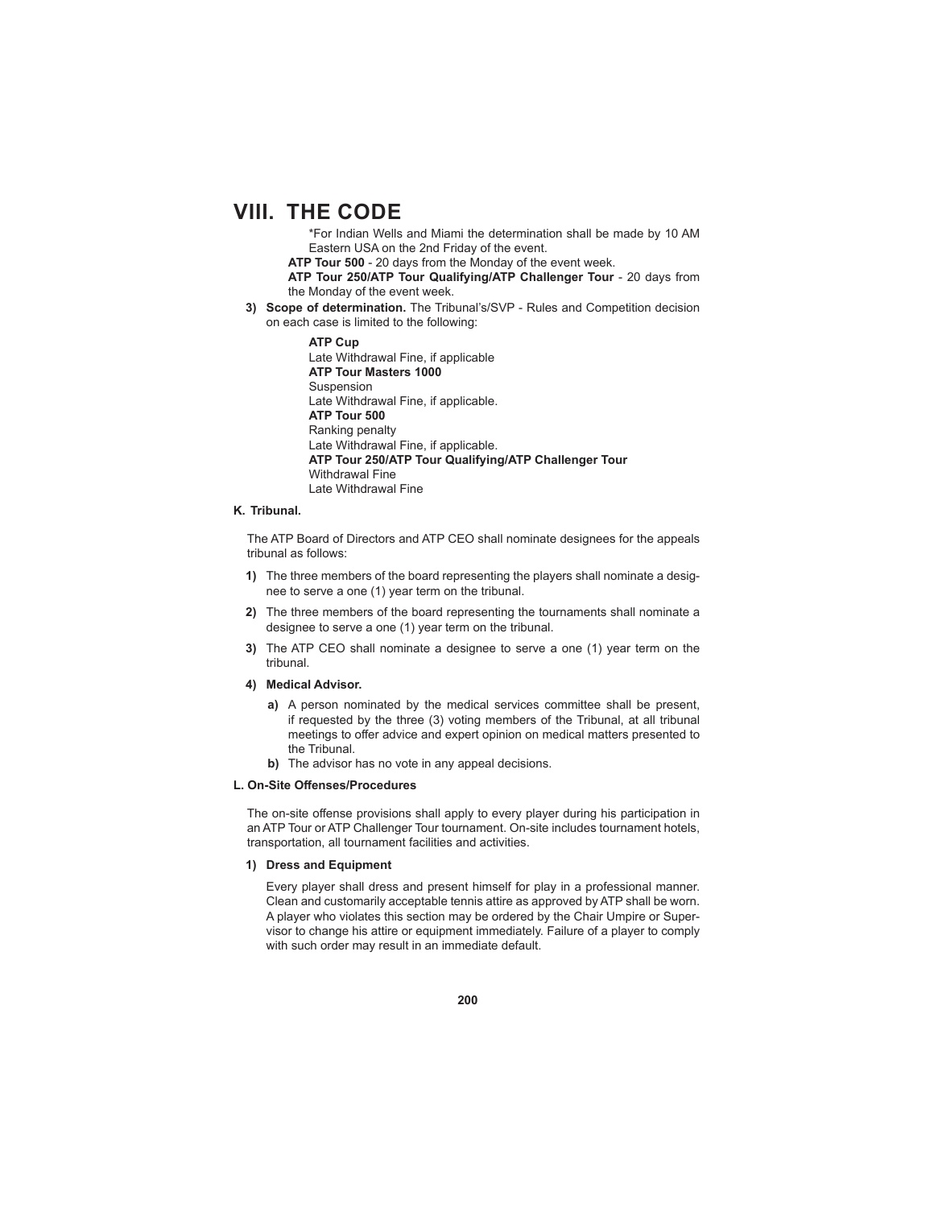\*For Indian Wells and Miami the determination shall be made by 10 AM Eastern USA on the 2nd Friday of the event.

**ATP Tour 500** - 20 days from the Monday of the event week.

**ATP Tour 250/ATP Tour Qualifying/ATP Challenger Tour** - 20 days from the Monday of the event week.

**3) Scope of determination.** The Tribunal's/SVP - Rules and Competition decision on each case is limited to the following:

**ATP Cup**
Late Withdrawal Fine, if applicable
**ATP Tour Masters 1000**
Suspension
Late Withdrawal Fine, if applicable.
**ATP Tour 500**
Ranking penalty
Late Withdrawal Fine, if applicable.
**ATP Tour 250/ATP Tour Qualifying/ATP Challenger Tour**
Withdrawal Fine
Late Withdrawal Fine

### K. Tribunal.

The ATP Board of Directors and ATP CEO shall nominate designees for the appeals tribunal as follows:

**1)** The three members of the board representing the players shall nominate a designee to serve a one (1) year term on the tribunal.

**2)** The three members of the board representing the tournaments shall nominate a designee to serve a one (1) year term on the tribunal.

**3)** The ATP CEO shall nominate a designee to serve a one (1) year term on the tribunal.

**4) Medical Advisor.**

**a)** A person nominated by the medical services committee shall be present, if requested by the three (3) voting members of the Tribunal, at all tribunal meetings to offer advice and expert opinion on medical matters presented to the Tribunal.

**b)** The advisor has no vote in any appeal decisions.

### L. On-Site Offenses/Procedures

The on-site offense provisions shall apply to every player during his participation in an ATP Tour or ATP Challenger Tour tournament. On-site includes tournament hotels, transportation, all tournament facilities and activities.

**1) Dress and Equipment**

Every player shall dress and present himself for play in a professional manner. Clean and customarily acceptable tennis attire as approved by ATP shall be worn. A player who violates this section may be ordered by the Chair Umpire or Supervisor to change his attire or equipment immediately. Failure of a player to comply with such order may result in an immediate default.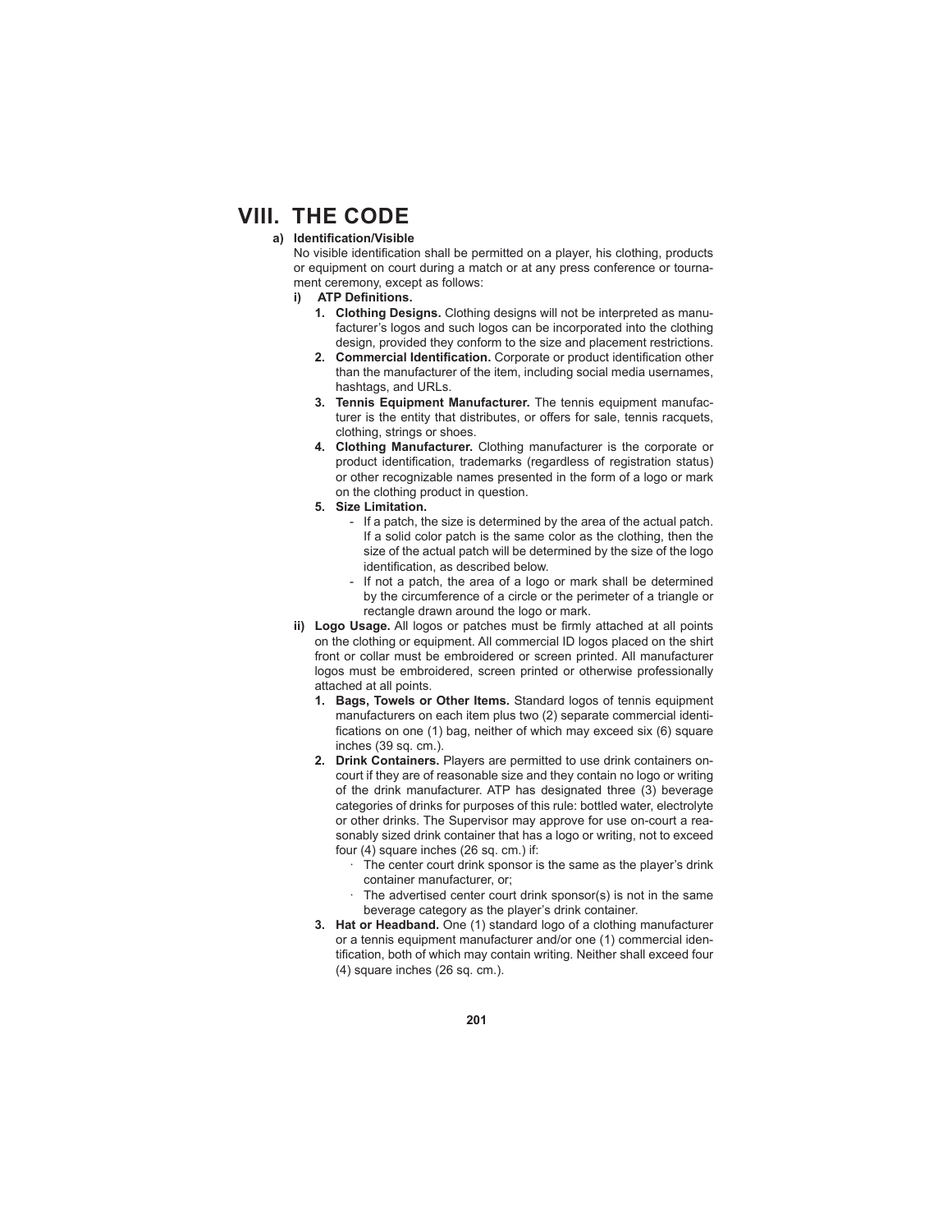# VIII. THE CODE

**a) Identification/Visible**

No visible identification shall be permitted on a player, his clothing, products or equipment on court during a match or at any press conference or tournament ceremony, except as follows:

**i) ATP Definitions.**

1. **Clothing Designs.** Clothing designs will not be interpreted as manufacturer's logos and such logos can be incorporated into the clothing design, provided they conform to the size and placement restrictions.
2. **Commercial Identification.** Corporate or product identification other than the manufacturer of the item, including social media usernames, hashtags, and URLs.
3. **Tennis Equipment Manufacturer.** The tennis equipment manufacturer is the entity that distributes, or offers for sale, tennis racquets, clothing, strings or shoes.
4. **Clothing Manufacturer.** Clothing manufacturer is the corporate or product identification, trademarks (regardless of registration status) or other recognizable names presented in the form of a logo or mark on the clothing product in question.
5. **Size Limitation.**
   - If a patch, the size is determined by the area of the actual patch. If a solid color patch is the same color as the clothing, then the size of the actual patch will be determined by the size of the logo identification, as described below.
   - If not a patch, the area of a logo or mark shall be determined by the circumference of a circle or the perimeter of a triangle or rectangle drawn around the logo or mark.

**ii) Logo Usage.** All logos or patches must be firmly attached at all points on the clothing or equipment. All commercial ID logos placed on the shirt front or collar must be embroidered or screen printed. All manufacturer logos must be embroidered, screen printed or otherwise professionally attached at all points.

1. **Bags, Towels or Other Items.** Standard logos of tennis equipment manufacturers on each item plus two (2) separate commercial identifications on one (1) bag, neither of which may exceed six (6) square inches (39 sq. cm.).
2. **Drink Containers.** Players are permitted to use drink containers on-court if they are of reasonable size and they contain no logo or writing of the drink manufacturer. ATP has designated three (3) beverage categories of drinks for purposes of this rule: bottled water, electrolyte or other drinks. The Supervisor may approve for use on-court a reasonably sized drink container that has a logo or writing, not to exceed four (4) square inches (26 sq. cm.) if:
   - The center court drink sponsor is the same as the player's drink container manufacturer, or;
   - The advertised center court drink sponsor(s) is not in the same beverage category as the player's drink container.
3. **Hat or Headband.** One (1) standard logo of a clothing manufacturer or a tennis equipment manufacturer and/or one (1) commercial identification, both of which may contain writing. Neither shall exceed four (4) square inches (26 sq. cm.).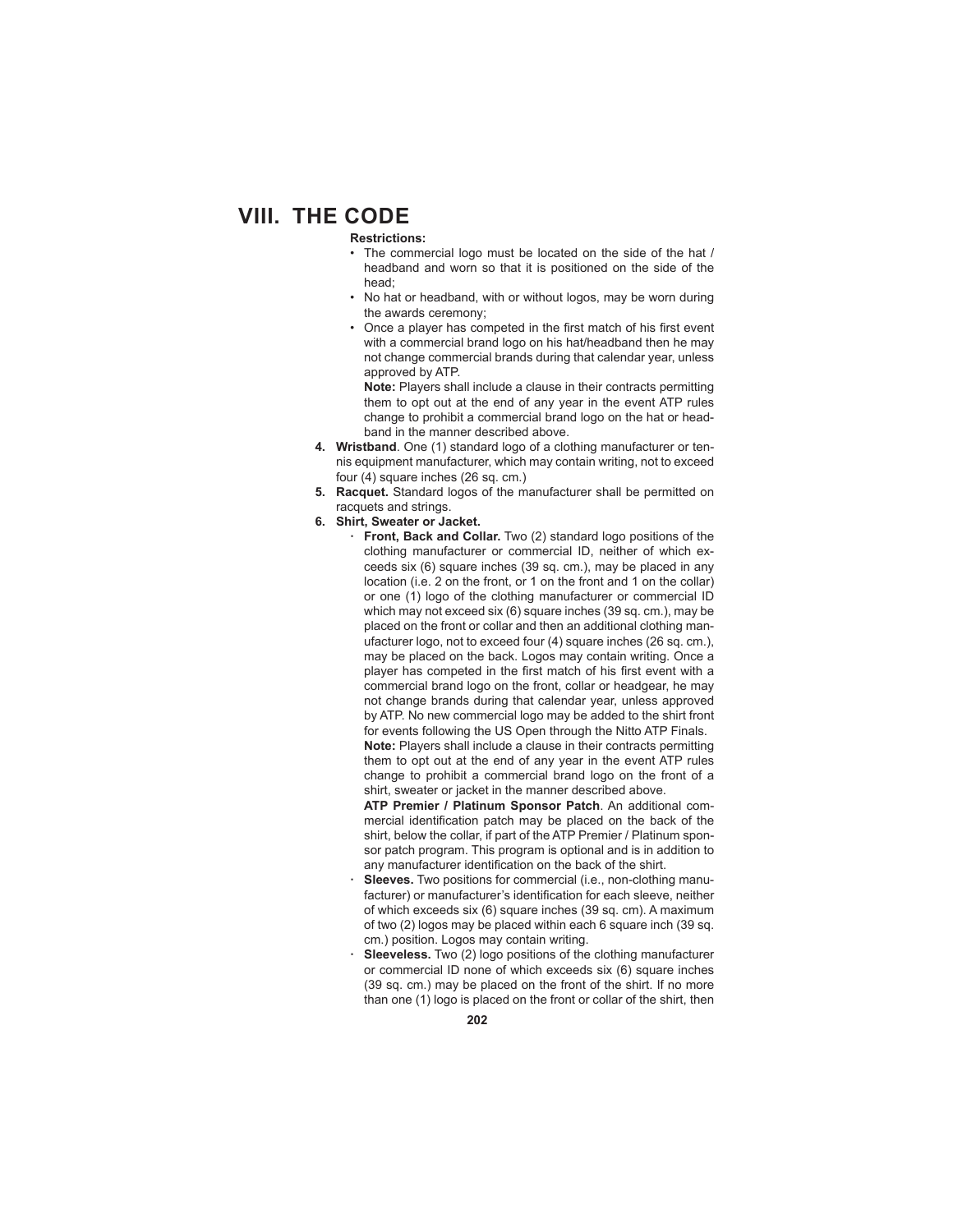# VIII. THE CODE

**Restrictions:**

- The commercial logo must be located on the side of the hat / headband and worn so that it is positioned on the side of the head;
- No hat or headband, with or without logos, may be worn during the awards ceremony;
- Once a player has competed in the first match of his first event with a commercial brand logo on his hat/headband then he may not change commercial brands during that calendar year, unless approved by ATP.

  **Note:** Players shall include a clause in their contracts permitting them to opt out at the end of any year in the event ATP rules change to prohibit a commercial brand logo on the hat or headband in the manner described above.

4. **Wristband**. One (1) standard logo of a clothing manufacturer or tennis equipment manufacturer, which may contain writing, not to exceed four (4) square inches (26 sq. cm.)
5. **Racquet.** Standard logos of the manufacturer shall be permitted on racquets and strings.
6. **Shirt, Sweater or Jacket.**
   - **Front, Back and Collar.** Two (2) standard logo positions of the clothing manufacturer or commercial ID, neither of which exceeds six (6) square inches (39 sq. cm.), may be placed in any location (i.e. 2 on the front, or 1 on the front and 1 on the collar) or one (1) logo of the clothing manufacturer or commercial ID which may not exceed six (6) square inches (39 sq. cm.), may be placed on the front or collar and then an additional clothing manufacturer logo, not to exceed four (4) square inches (26 sq. cm.), may be placed on the back. Logos may contain writing. Once a player has competed in the first match of his first event with a commercial brand logo on the front, collar or headgear, he may not change brands during that calendar year, unless approved by ATP. No new commercial logo may be added to the shirt front for events following the US Open through the Nitto ATP Finals.

     **Note:** Players shall include a clause in their contracts permitting them to opt out at the end of any year in the event ATP rules change to prohibit a commercial brand logo on the front of a shirt, sweater or jacket in the manner described above.

     **ATP Premier / Platinum Sponsor Patch**. An additional commercial identification patch may be placed on the back of the shirt, below the collar, if part of the ATP Premier / Platinum sponsor patch program. This program is optional and is in addition to any manufacturer identification on the back of the shirt.
   - **Sleeves.** Two positions for commercial (i.e., non-clothing manufacturer) or manufacturer's identification for each sleeve, neither of which exceeds six (6) square inches (39 sq. cm). A maximum of two (2) logos may be placed within each 6 square inch (39 sq. cm.) position. Logos may contain writing.
   - **Sleeveless.** Two (2) logo positions of the clothing manufacturer or commercial ID none of which exceeds six (6) square inches (39 sq. cm.) may be placed on the front of the shirt. If no more than one (1) logo is placed on the front or collar of the shirt, then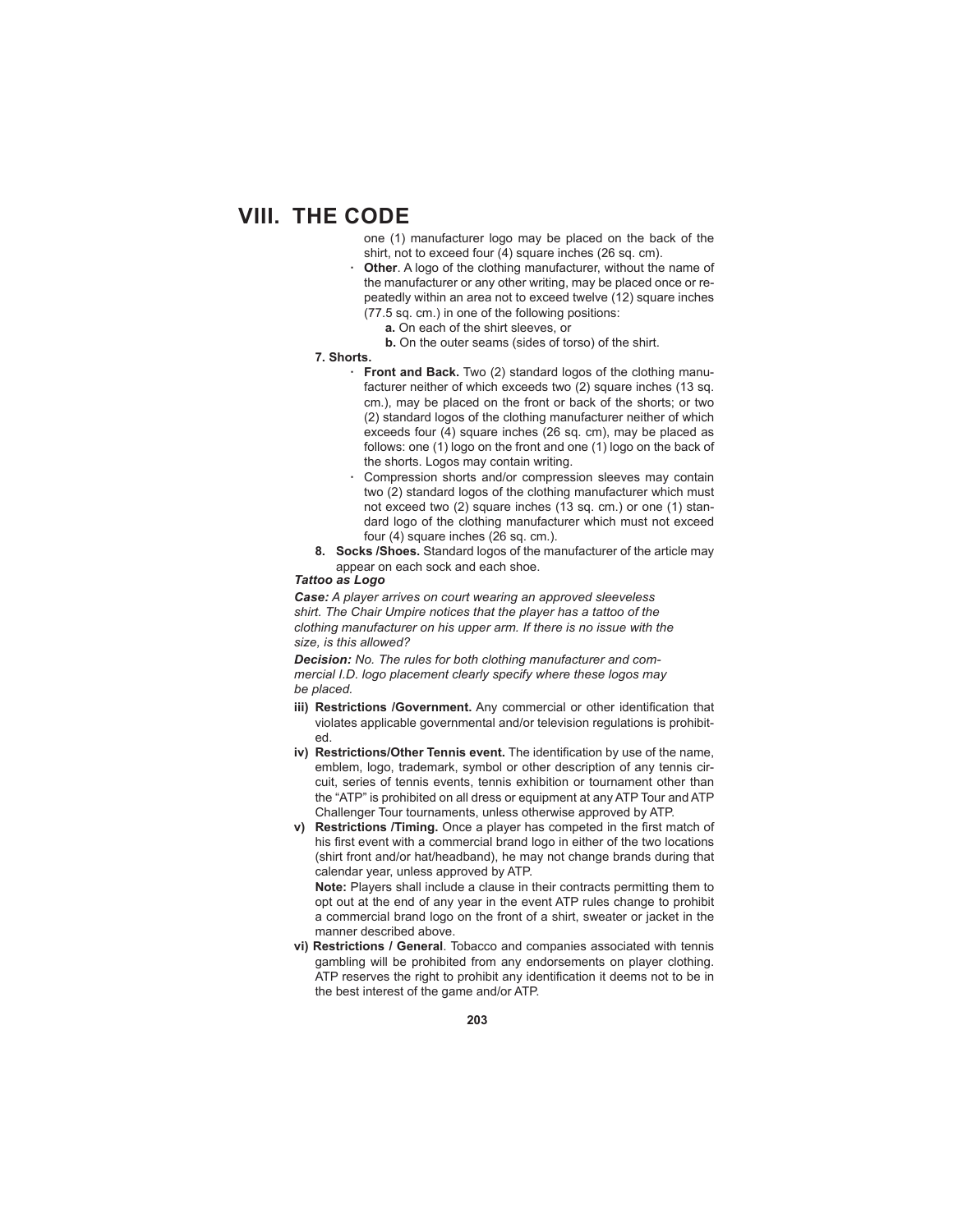one (1) manufacturer logo may be placed on the back of the shirt, not to exceed four (4) square inches (26 sq. cm).

- **Other**. A logo of the clothing manufacturer, without the name of the manufacturer or any other writing, may be placed once or repeatedly within an area not to exceed twelve (12) square inches (77.5 sq. cm.) in one of the following positions:
  - **a.** On each of the shirt sleeves, or
  - **b.** On the outer seams (sides of torso) of the shirt.

**7. Shorts.**

- **Front and Back.** Two (2) standard logos of the clothing manufacturer neither of which exceeds two (2) square inches (13 sq. cm.), may be placed on the front or back of the shorts; or two (2) standard logos of the clothing manufacturer neither of which exceeds four (4) square inches (26 sq. cm), may be placed as follows: one (1) logo on the front and one (1) logo on the back of the shorts. Logos may contain writing.
- Compression shorts and/or compression sleeves may contain two (2) standard logos of the clothing manufacturer which must not exceed two (2) square inches (13 sq. cm.) or one (1) standard logo of the clothing manufacturer which must not exceed four (4) square inches (26 sq. cm.).

**8. Socks /Shoes.** Standard logos of the manufacturer of the article may appear on each sock and each shoe.

***Tattoo as Logo***

***Case:*** *A player arrives on court wearing an approved sleeveless shirt. The Chair Umpire notices that the player has a tattoo of the clothing manufacturer on his upper arm. If there is no issue with the size, is this allowed?*

***Decision:*** *No. The rules for both clothing manufacturer and commercial I.D. logo placement clearly specify where these logos may be placed.*

**iii) Restrictions /Government.** Any commercial or other identification that violates applicable governmental and/or television regulations is prohibited.

**iv) Restrictions/Other Tennis event.** The identification by use of the name, emblem, logo, trademark, symbol or other description of any tennis circuit, series of tennis events, tennis exhibition or tournament other than the "ATP" is prohibited on all dress or equipment at any ATP Tour and ATP Challenger Tour tournaments, unless otherwise approved by ATP.

**v) Restrictions /Timing.** Once a player has competed in the first match of his first event with a commercial brand logo in either of the two locations (shirt front and/or hat/headband), he may not change brands during that calendar year, unless approved by ATP.

**Note:** Players shall include a clause in their contracts permitting them to opt out at the end of any year in the event ATP rules change to prohibit a commercial brand logo on the front of a shirt, sweater or jacket in the manner described above.

**vi) Restrictions / General**. Tobacco and companies associated with tennis gambling will be prohibited from any endorsements on player clothing. ATP reserves the right to prohibit any identification it deems not to be in the best interest of the game and/or ATP.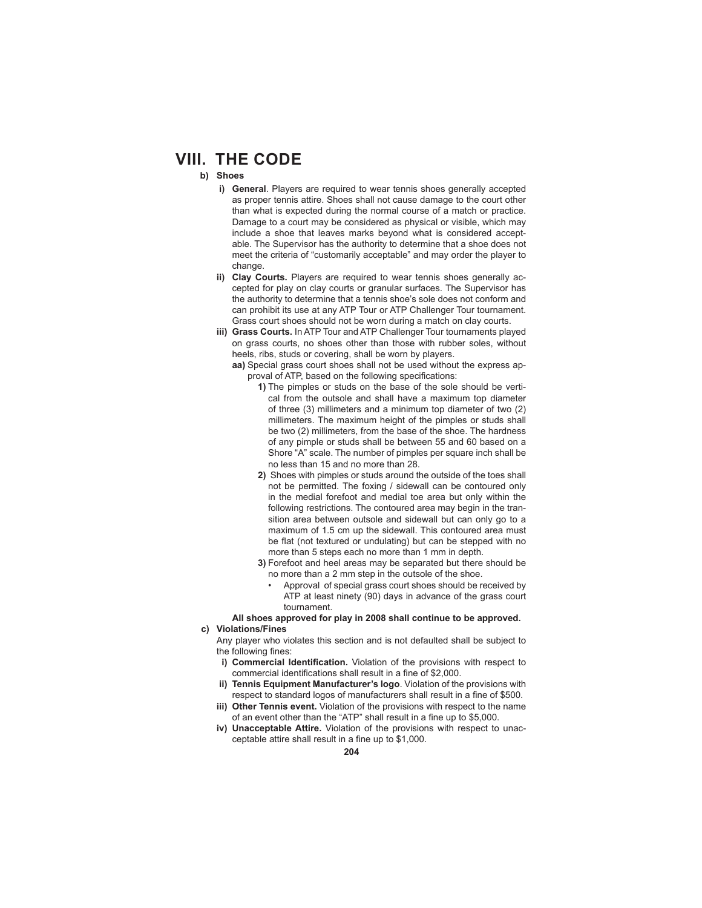# VIII. THE CODE

**b) Shoes**

- **i) General**. Players are required to wear tennis shoes generally accepted as proper tennis attire. Shoes shall not cause damage to the court other than what is expected during the normal course of a match or practice. Damage to a court may be considered as physical or visible, which may include a shoe that leaves marks beyond what is considered acceptable. The Supervisor has the authority to determine that a shoe does not meet the criteria of "customarily acceptable" and may order the player to change.
- **ii) Clay Courts.** Players are required to wear tennis shoes generally accepted for play on clay courts or granular surfaces. The Supervisor has the authority to determine that a tennis shoe's sole does not conform and can prohibit its use at any ATP Tour or ATP Challenger Tour tournament. Grass court shoes should not be worn during a match on clay courts.
- **iii) Grass Courts.** In ATP Tour and ATP Challenger Tour tournaments played on grass courts, no shoes other than those with rubber soles, without heels, ribs, studs or covering, shall be worn by players.
  - **aa)** Special grass court shoes shall not be used without the express approval of ATP, based on the following specifications:
    - **1)** The pimples or studs on the base of the sole should be vertical from the outsole and shall have a maximum top diameter of three (3) millimeters and a minimum top diameter of two (2) millimeters. The maximum height of the pimples or studs shall be two (2) millimeters, from the base of the shoe. The hardness of any pimple or studs shall be between 55 and 60 based on a Shore "A" scale. The number of pimples per square inch shall be no less than 15 and no more than 28.
    - **2)** Shoes with pimples or studs around the outside of the toes shall not be permitted. The foxing / sidewall can be contoured only in the medial forefoot and medial toe area but only within the following restrictions. The contoured area may begin in the transition area between outsole and sidewall but can only go to a maximum of 1.5 cm up the sidewall. This contoured area must be flat (not textured or undulating) but can be stepped with no more than 5 steps each no more than 1 mm in depth.
    - **3)** Forefoot and heel areas may be separated but there should be no more than a 2 mm step in the outsole of the shoe.
      - Approval of special grass court shoes should be received by ATP at least ninety (90) days in advance of the grass court tournament.

  **All shoes approved for play in 2008 shall continue to be approved.**

**c) Violations/Fines**

Any player who violates this section and is not defaulted shall be subject to the following fines:

- **i) Commercial Identification.** Violation of the provisions with respect to commercial identifications shall result in a fine of $2,000.
- **ii) Tennis Equipment Manufacturer's logo**. Violation of the provisions with respect to standard logos of manufacturers shall result in a fine of $500.
- **iii) Other Tennis event.** Violation of the provisions with respect to the name of an event other than the "ATP" shall result in a fine up to $5,000.
- **iv) Unacceptable Attire.** Violation of the provisions with respect to unacceptable attire shall result in a fine up to $1,000.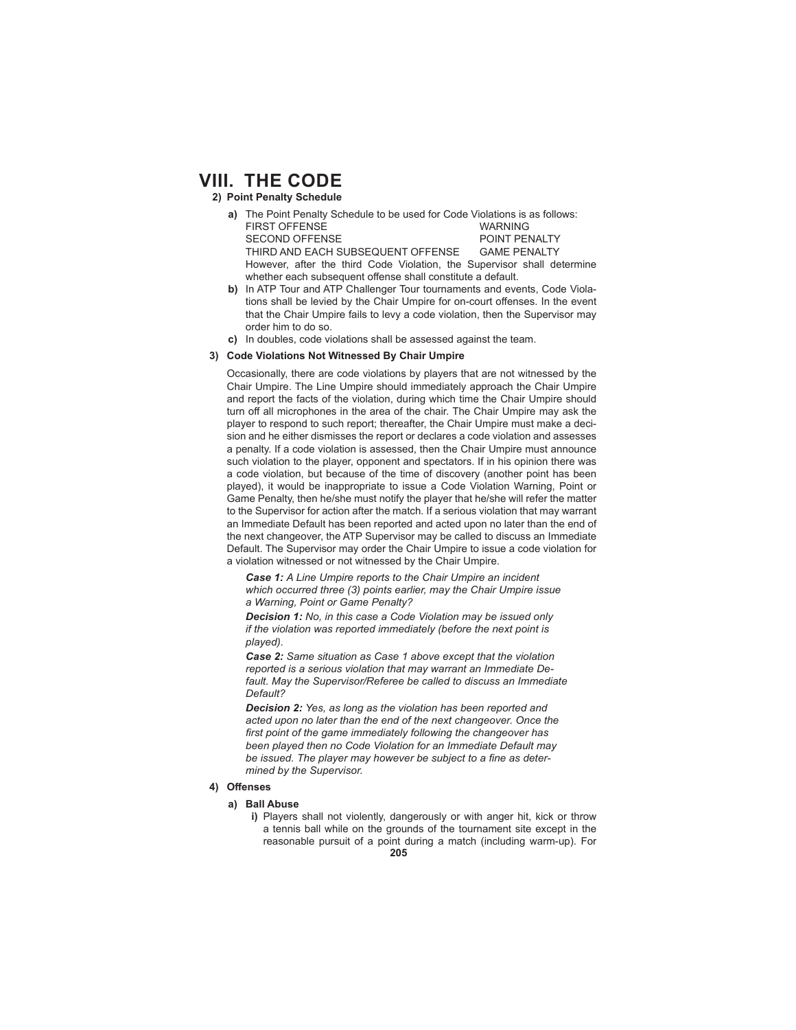# VIII. THE CODE

**2) Point Penalty Schedule**

**a)** The Point Penalty Schedule to be used for Code Violations is as follows:

| | |
|---|---|
| FIRST OFFENSE | WARNING |
| SECOND OFFENSE | POINT PENALTY |
| THIRD AND EACH SUBSEQUENT OFFENSE | GAME PENALTY |

However, after the third Code Violation, the Supervisor shall determine whether each subsequent offense shall constitute a default.

**b)** In ATP Tour and ATP Challenger Tour tournaments and events, Code Violations shall be levied by the Chair Umpire for on-court offenses. In the event that the Chair Umpire fails to levy a code violation, then the Supervisor may order him to do so.

**c)** In doubles, code violations shall be assessed against the team.

**3) Code Violations Not Witnessed By Chair Umpire**

Occasionally, there are code violations by players that are not witnessed by the Chair Umpire. The Line Umpire should immediately approach the Chair Umpire and report the facts of the violation, during which time the Chair Umpire should turn off all microphones in the area of the chair. The Chair Umpire may ask the player to respond to such report; thereafter, the Chair Umpire must make a decision and he either dismisses the report or declares a code violation and assesses a penalty. If a code violation is assessed, then the Chair Umpire must announce such violation to the player, opponent and spectators. If in his opinion there was a code violation, but because of the time of discovery (another point has been played), it would be inappropriate to issue a Code Violation Warning, Point or Game Penalty, then he/she must notify the player that he/she will refer the matter to the Supervisor for action after the match. If a serious violation that may warrant an Immediate Default has been reported and acted upon no later than the end of the next changeover, the ATP Supervisor may be called to discuss an Immediate Default. The Supervisor may order the Chair Umpire to issue a code violation for a violation witnessed or not witnessed by the Chair Umpire.

***Case 1:*** *A Line Umpire reports to the Chair Umpire an incident which occurred three (3) points earlier, may the Chair Umpire issue a Warning, Point or Game Penalty?*

***Decision 1:*** *No, in this case a Code Violation may be issued only if the violation was reported immediately (before the next point is played).*

***Case 2:*** *Same situation as Case 1 above except that the violation reported is a serious violation that may warrant an Immediate Default. May the Supervisor/Referee be called to discuss an Immediate Default?*

***Decision 2:*** *Yes, as long as the violation has been reported and acted upon no later than the end of the next changeover. Once the first point of the game immediately following the changeover has been played then no Code Violation for an Immediate Default may be issued. The player may however be subject to a fine as determined by the Supervisor.*

**4) Offenses**

**a) Ball Abuse**

**i)** Players shall not violently, dangerously or with anger hit, kick or throw a tennis ball while on the grounds of the tournament site except in the reasonable pursuit of a point during a match (including warm-up). For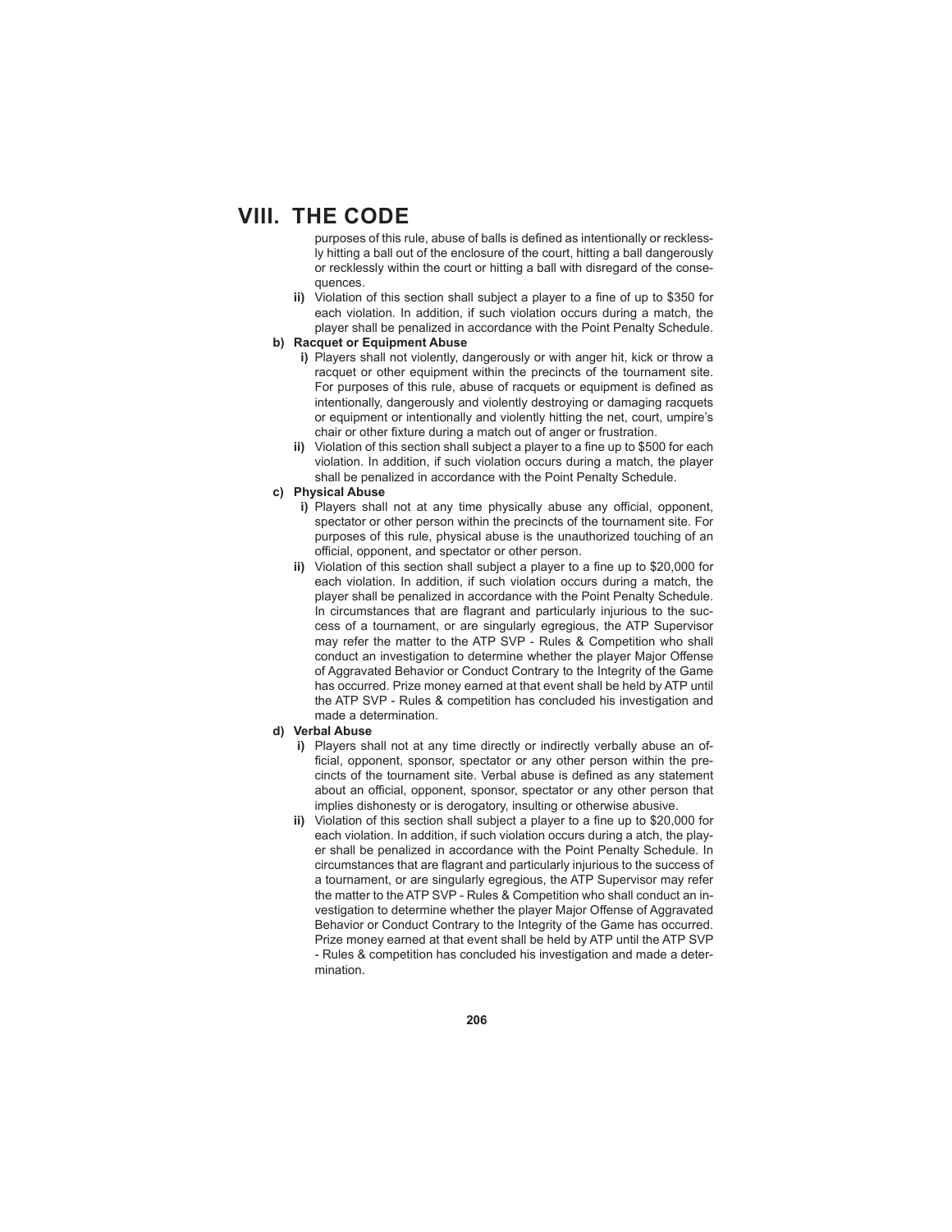# VIII. THE CODE

purposes of this rule, abuse of balls is defined as intentionally or recklessly hitting a ball out of the enclosure of the court, hitting a ball dangerously or recklessly within the court or hitting a ball with disregard of the consequences.

**ii)** Violation of this section shall subject a player to a fine of up to $350 for each violation. In addition, if such violation occurs during a match, the player shall be penalized in accordance with the Point Penalty Schedule.

**b) Racquet or Equipment Abuse**

**i)** Players shall not violently, dangerously or with anger hit, kick or throw a racquet or other equipment within the precincts of the tournament site. For purposes of this rule, abuse of racquets or equipment is defined as intentionally, dangerously and violently destroying or damaging racquets or equipment or intentionally and violently hitting the net, court, umpire's chair or other fixture during a match out of anger or frustration.

**ii)** Violation of this section shall subject a player to a fine up to $500 for each violation. In addition, if such violation occurs during a match, the player shall be penalized in accordance with the Point Penalty Schedule.

**c) Physical Abuse**

**i)** Players shall not at any time physically abuse any official, opponent, spectator or other person within the precincts of the tournament site. For purposes of this rule, physical abuse is the unauthorized touching of an official, opponent, and spectator or other person.

**ii)** Violation of this section shall subject a player to a fine up to $20,000 for each violation. In addition, if such violation occurs during a match, the player shall be penalized in accordance with the Point Penalty Schedule. In circumstances that are flagrant and particularly injurious to the success of a tournament, or are singularly egregious, the ATP Supervisor may refer the matter to the ATP SVP - Rules & Competition who shall conduct an investigation to determine whether the player Major Offense of Aggravated Behavior or Conduct Contrary to the Integrity of the Game has occurred. Prize money earned at that event shall be held by ATP until the ATP SVP - Rules & competition has concluded his investigation and made a determination.

**d) Verbal Abuse**

**i)** Players shall not at any time directly or indirectly verbally abuse an official, opponent, sponsor, spectator or any other person within the precincts of the tournament site. Verbal abuse is defined as any statement about an official, opponent, sponsor, spectator or any other person that implies dishonesty or is derogatory, insulting or otherwise abusive.

**ii)** Violation of this section shall subject a player to a fine up to $20,000 for each violation. In addition, if such violation occurs during a atch, the player shall be penalized in accordance with the Point Penalty Schedule. In circumstances that are flagrant and particularly injurious to the success of a tournament, or are singularly egregious, the ATP Supervisor may refer the matter to the ATP SVP - Rules & Competition who shall conduct an investigation to determine whether the player Major Offense of Aggravated Behavior or Conduct Contrary to the Integrity of the Game has occurred. Prize money earned at that event shall be held by ATP until the ATP SVP - Rules & competition has concluded his investigation and made a determination.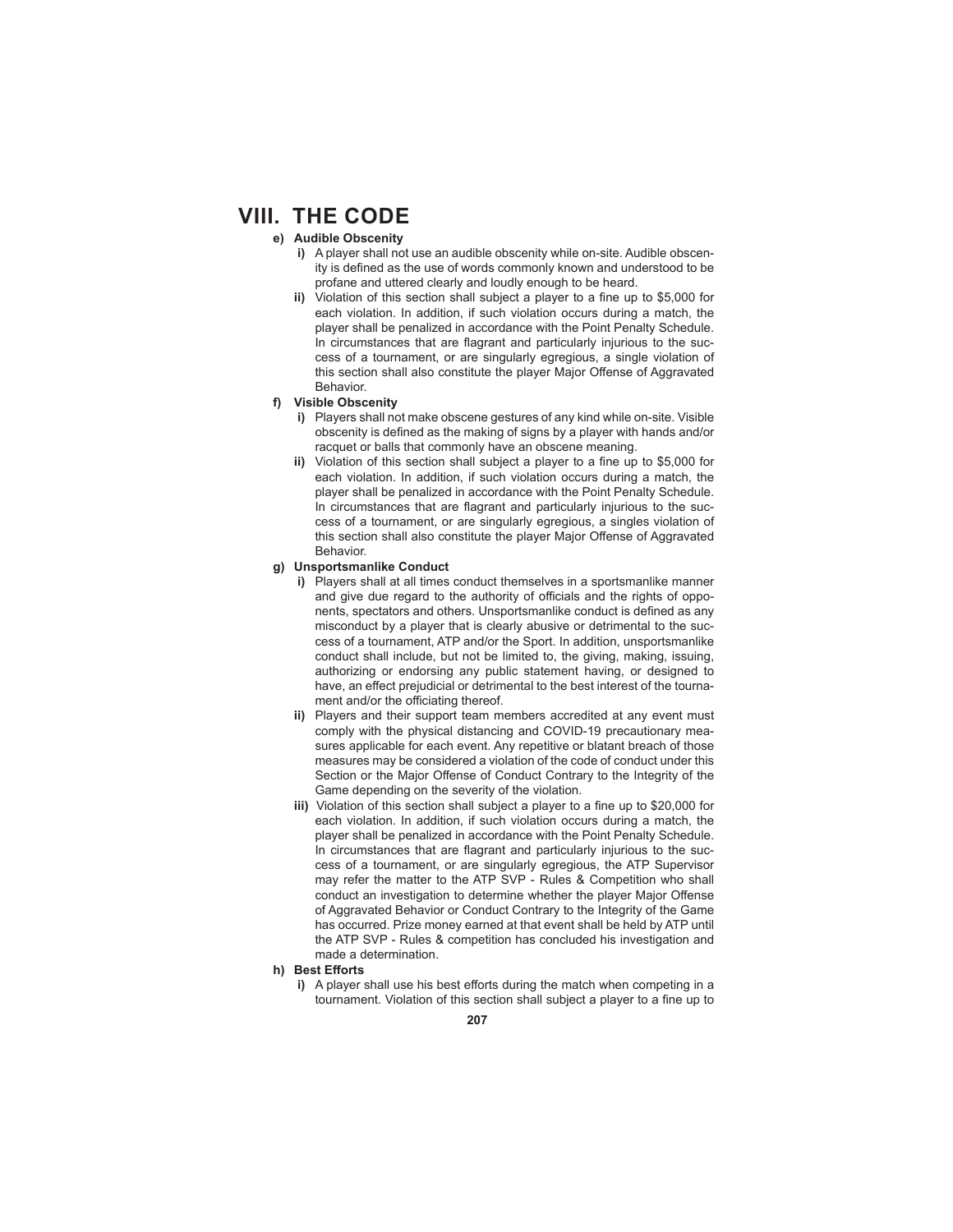# VIII. THE CODE

**e) Audible Obscenity**

**i)** A player shall not use an audible obscenity while on-site. Audible obscenity is defined as the use of words commonly known and understood to be profane and uttered clearly and loudly enough to be heard.

**ii)** Violation of this section shall subject a player to a fine up to $5,000 for each violation. In addition, if such violation occurs during a match, the player shall be penalized in accordance with the Point Penalty Schedule. In circumstances that are flagrant and particularly injurious to the success of a tournament, or are singularly egregious, a single violation of this section shall also constitute the player Major Offense of Aggravated Behavior.

**f) Visible Obscenity**

**i)** Players shall not make obscene gestures of any kind while on-site. Visible obscenity is defined as the making of signs by a player with hands and/or racquet or balls that commonly have an obscene meaning.

**ii)** Violation of this section shall subject a player to a fine up to $5,000 for each violation. In addition, if such violation occurs during a match, the player shall be penalized in accordance with the Point Penalty Schedule. In circumstances that are flagrant and particularly injurious to the success of a tournament, or are singularly egregious, a singles violation of this section shall also constitute the player Major Offense of Aggravated Behavior.

**g) Unsportsmanlike Conduct**

**i)** Players shall at all times conduct themselves in a sportsmanlike manner and give due regard to the authority of officials and the rights of opponents, spectators and others. Unsportsmanlike conduct is defined as any misconduct by a player that is clearly abusive or detrimental to the success of a tournament, ATP and/or the Sport. In addition, unsportsmanlike conduct shall include, but not be limited to, the giving, making, issuing, authorizing or endorsing any public statement having, or designed to have, an effect prejudicial or detrimental to the best interest of the tournament and/or the officiating thereof.

**ii)** Players and their support team members accredited at any event must comply with the physical distancing and COVID-19 precautionary measures applicable for each event. Any repetitive or blatant breach of those measures may be considered a violation of the code of conduct under this Section or the Major Offense of Conduct Contrary to the Integrity of the Game depending on the severity of the violation.

**iii)** Violation of this section shall subject a player to a fine up to $20,000 for each violation. In addition, if such violation occurs during a match, the player shall be penalized in accordance with the Point Penalty Schedule. In circumstances that are flagrant and particularly injurious to the success of a tournament, or are singularly egregious, the ATP Supervisor may refer the matter to the ATP SVP - Rules & Competition who shall conduct an investigation to determine whether the player Major Offense of Aggravated Behavior or Conduct Contrary to the Integrity of the Game has occurred. Prize money earned at that event shall be held by ATP until the ATP SVP - Rules & competition has concluded his investigation and made a determination.

**h) Best Efforts**

**i)** A player shall use his best efforts during the match when competing in a tournament. Violation of this section shall subject a player to a fine up to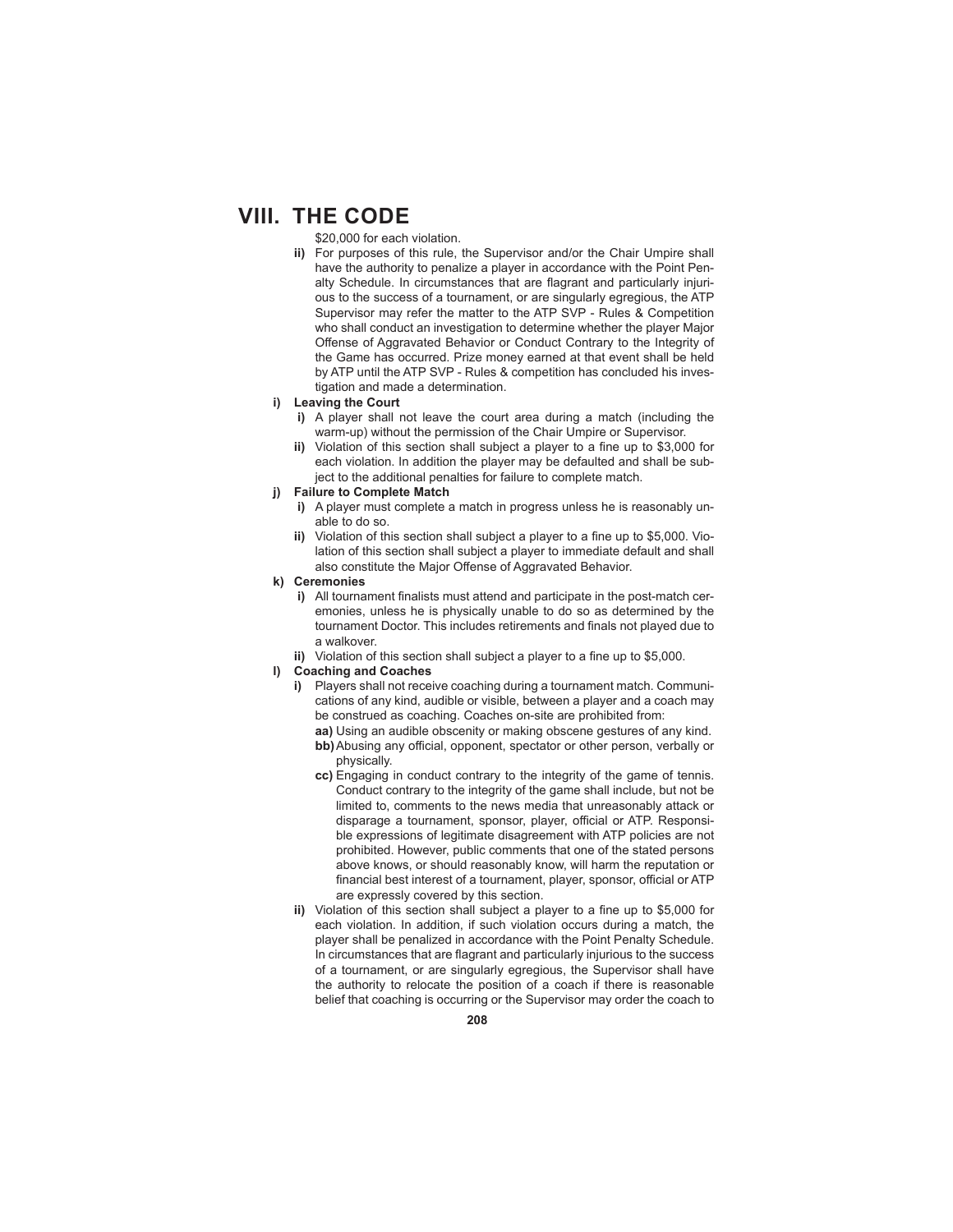# VIII. THE CODE

$20,000 for each violation.

**ii)** For purposes of this rule, the Supervisor and/or the Chair Umpire shall have the authority to penalize a player in accordance with the Point Penalty Schedule. In circumstances that are flagrant and particularly injurious to the success of a tournament, or are singularly egregious, the ATP Supervisor may refer the matter to the ATP SVP - Rules & Competition who shall conduct an investigation to determine whether the player Major Offense of Aggravated Behavior or Conduct Contrary to the Integrity of the Game has occurred. Prize money earned at that event shall be held by ATP until the ATP SVP - Rules & competition has concluded his investigation and made a determination.

**i) Leaving the Court**

**i)** A player shall not leave the court area during a match (including the warm-up) without the permission of the Chair Umpire or Supervisor.

**ii)** Violation of this section shall subject a player to a fine up to $3,000 for each violation. In addition the player may be defaulted and shall be subject to the additional penalties for failure to complete match.

**j) Failure to Complete Match**

**i)** A player must complete a match in progress unless he is reasonably unable to do so.

**ii)** Violation of this section shall subject a player to a fine up to $5,000. Violation of this section shall subject a player to immediate default and shall also constitute the Major Offense of Aggravated Behavior.

**k) Ceremonies**

**i)** All tournament finalists must attend and participate in the post-match ceremonies, unless he is physically unable to do so as determined by the tournament Doctor. This includes retirements and finals not played due to a walkover.

**ii)** Violation of this section shall subject a player to a fine up to $5,000.

**l) Coaching and Coaches**

**i)** Players shall not receive coaching during a tournament match. Communications of any kind, audible or visible, between a player and a coach may be construed as coaching. Coaches on-site are prohibited from:

**aa)** Using an audible obscenity or making obscene gestures of any kind.

**bb)** Abusing any official, opponent, spectator or other person, verbally or physically.

**cc)** Engaging in conduct contrary to the integrity of the game of tennis. Conduct contrary to the integrity of the game shall include, but not be limited to, comments to the news media that unreasonably attack or disparage a tournament, sponsor, player, official or ATP. Responsible expressions of legitimate disagreement with ATP policies are not prohibited. However, public comments that one of the stated persons above knows, or should reasonably know, will harm the reputation or financial best interest of a tournament, player, sponsor, official or ATP are expressly covered by this section.

**ii)** Violation of this section shall subject a player to a fine up to $5,000 for each violation. In addition, if such violation occurs during a match, the player shall be penalized in accordance with the Point Penalty Schedule. In circumstances that are flagrant and particularly injurious to the success of a tournament, or are singularly egregious, the Supervisor shall have the authority to relocate the position of a coach if there is reasonable belief that coaching is occurring or the Supervisor may order the coach to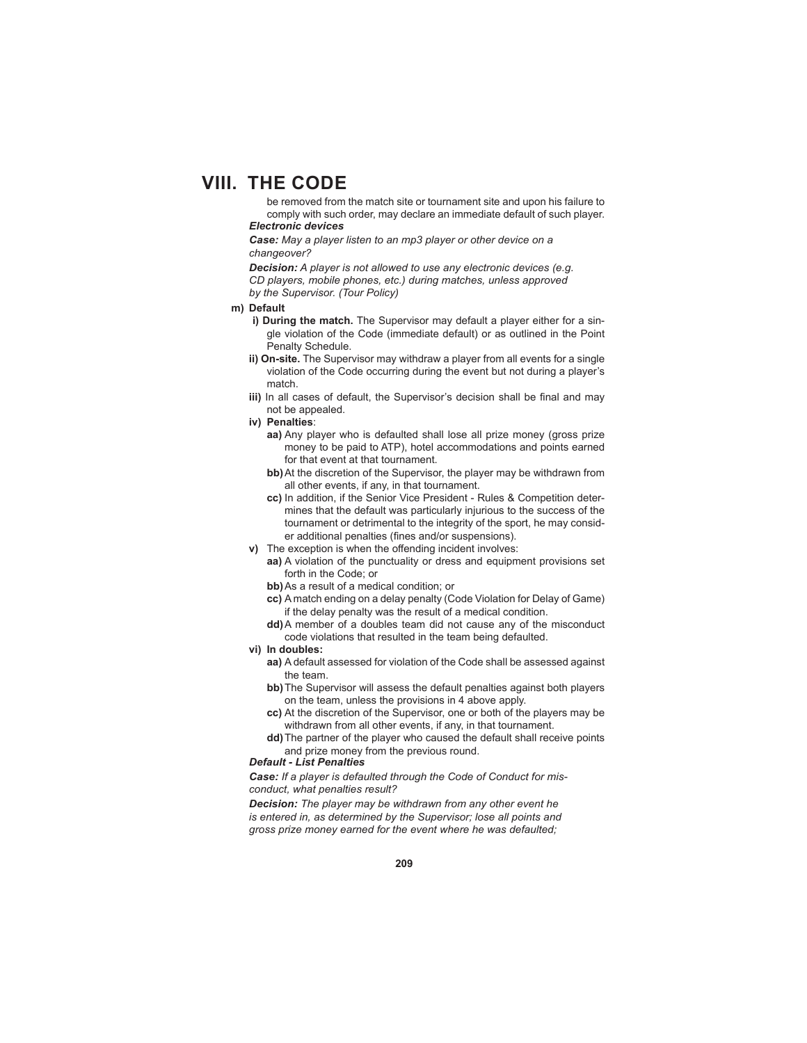# VIII. THE CODE

be removed from the match site or tournament site and upon his failure to comply with such order, may declare an immediate default of such player.

***Electronic devices***

***Case:*** *May a player listen to an mp3 player or other device on a changeover?*

***Decision:*** *A player is not allowed to use any electronic devices (e.g. CD players, mobile phones, etc.) during matches, unless approved by the Supervisor. (Tour Policy)*

**m) Default**

- **i) During the match.** The Supervisor may default a player either for a single violation of the Code (immediate default) or as outlined in the Point Penalty Schedule.
- **ii) On-site.** The Supervisor may withdraw a player from all events for a single violation of the Code occurring during the event but not during a player's match.
- **iii)** In all cases of default, the Supervisor's decision shall be final and may not be appealed.
- **iv) Penalties**:
  - **aa)** Any player who is defaulted shall lose all prize money (gross prize money to be paid to ATP), hotel accommodations and points earned for that event at that tournament.
  - **bb)** At the discretion of the Supervisor, the player may be withdrawn from all other events, if any, in that tournament.
  - **cc)** In addition, if the Senior Vice President - Rules & Competition determines that the default was particularly injurious to the success of the tournament or detrimental to the integrity of the sport, he may consider additional penalties (fines and/or suspensions).
- **v)** The exception is when the offending incident involves:
  - **aa)** A violation of the punctuality or dress and equipment provisions set forth in the Code; or
  - **bb)** As a result of a medical condition; or
  - **cc)** A match ending on a delay penalty (Code Violation for Delay of Game) if the delay penalty was the result of a medical condition.
  - **dd)** A member of a doubles team did not cause any of the misconduct code violations that resulted in the team being defaulted.
- **vi) In doubles:**
  - **aa)** A default assessed for violation of the Code shall be assessed against the team.
  - **bb)** The Supervisor will assess the default penalties against both players on the team, unless the provisions in 4 above apply.
  - **cc)** At the discretion of the Supervisor, one or both of the players may be withdrawn from all other events, if any, in that tournament.
  - **dd)** The partner of the player who caused the default shall receive points and prize money from the previous round.

***Default - List Penalties***

***Case:*** *If a player is defaulted through the Code of Conduct for misconduct, what penalties result?*

***Decision:*** *The player may be withdrawn from any other event he is entered in, as determined by the Supervisor; lose all points and gross prize money earned for the event where he was defaulted;*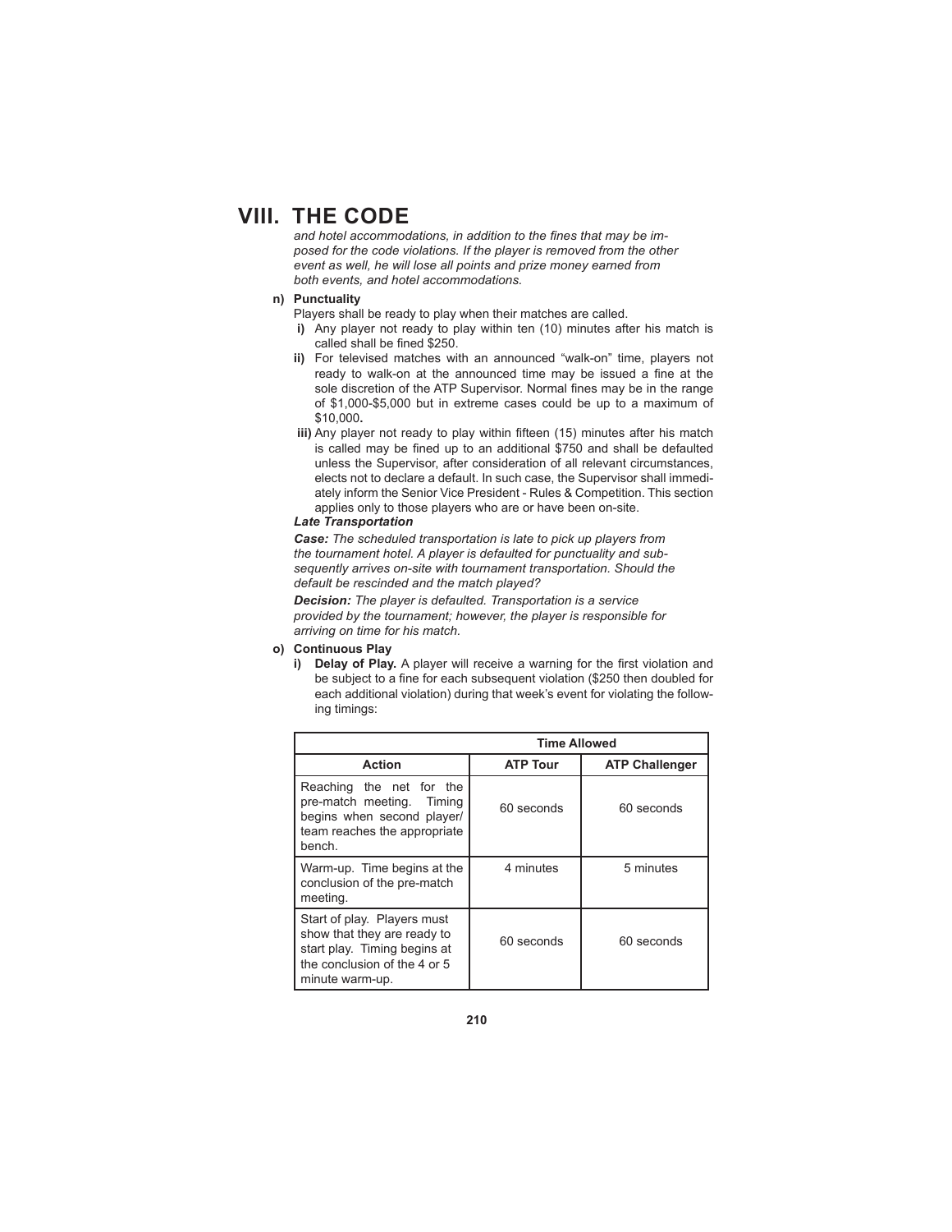# VIII. THE CODE

*and hotel accommodations, in addition to the fines that may be imposed for the code violations. If the player is removed from the other event as well, he will lose all points and prize money earned from both events, and hotel accommodations.*

**n) Punctuality**

Players shall be ready to play when their matches are called.

- **i)** Any player not ready to play within ten (10) minutes after his match is called shall be fined $250.
- **ii)** For televised matches with an announced "walk-on" time, players not ready to walk-on at the announced time may be issued a fine at the sole discretion of the ATP Supervisor. Normal fines may be in the range of $1,000-$5,000 but in extreme cases could be up to a maximum of $10,000**.**
- **iii)** Any player not ready to play within fifteen (15) minutes after his match is called may be fined up to an additional $750 and shall be defaulted unless the Supervisor, after consideration of all relevant circumstances, elects not to declare a default. In such case, the Supervisor shall immediately inform the Senior Vice President - Rules & Competition. This section applies only to those players who are or have been on-site.

***Late Transportation***

***Case:*** *The scheduled transportation is late to pick up players from the tournament hotel. A player is defaulted for punctuality and subsequently arrives on-site with tournament transportation. Should the default be rescinded and the match played?*

***Decision:*** *The player is defaulted. Transportation is a service provided by the tournament; however, the player is responsible for arriving on time for his match.*

**o) Continuous Play**

- **i) Delay of Play.** A player will receive a warning for the first violation and be subject to a fine for each subsequent violation ($250 then doubled for each additional violation) during that week's event for violating the following timings:

| | **Time Allowed** | |
|---|---|---|
| **Action** | **ATP Tour** | **ATP Challenger** |
| Reaching the net for the pre-match meeting. Timing begins when second player/ team reaches the appropriate bench. | 60 seconds | 60 seconds |
| Warm-up. Time begins at the conclusion of the pre-match meeting. | 4 minutes | 5 minutes |
| Start of play. Players must show that they are ready to start play. Timing begins at the conclusion of the 4 or 5 minute warm-up. | 60 seconds | 60 seconds |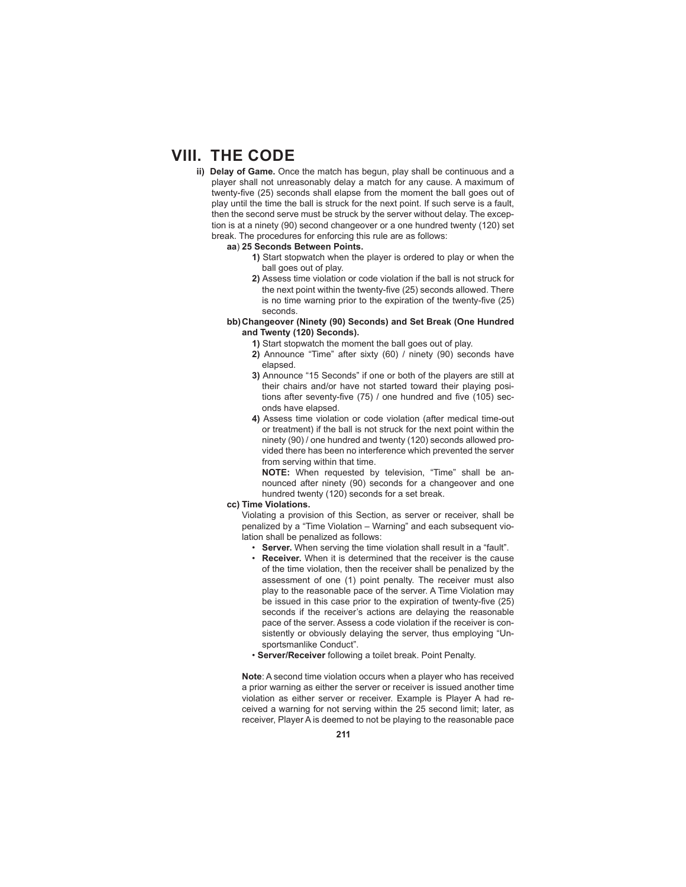# VIII. THE CODE

**ii) Delay of Game.** Once the match has begun, play shall be continuous and a player shall not unreasonably delay a match for any cause. A maximum of twenty-five (25) seconds shall elapse from the moment the ball goes out of play until the time the ball is struck for the next point. If such serve is a fault, then the second serve must be struck by the server without delay. The exception is at a ninety (90) second changeover or a one hundred twenty (120) set break. The procedures for enforcing this rule are as follows:

**aa) 25 Seconds Between Points.**

**1)** Start stopwatch when the player is ordered to play or when the ball goes out of play.

**2)** Assess time violation or code violation if the ball is not struck for the next point within the twenty-five (25) seconds allowed. There is no time warning prior to the expiration of the twenty-five (25) seconds.

**bb) Changeover (Ninety (90) Seconds) and Set Break (One Hundred and Twenty (120) Seconds).**

**1)** Start stopwatch the moment the ball goes out of play.

**2)** Announce "Time" after sixty (60) / ninety (90) seconds have elapsed.

**3)** Announce "15 Seconds" if one or both of the players are still at their chairs and/or have not started toward their playing positions after seventy-five (75) / one hundred and five (105) seconds have elapsed.

**4)** Assess time violation or code violation (after medical time-out or treatment) if the ball is not struck for the next point within the ninety (90) / one hundred and twenty (120) seconds allowed provided there has been no interference which prevented the server from serving within that time.

**NOTE:** When requested by television, "Time" shall be announced after ninety (90) seconds for a changeover and one hundred twenty (120) seconds for a set break.

**cc) Time Violations.**

Violating a provision of this Section, as server or receiver, shall be penalized by a "Time Violation – Warning" and each subsequent violation shall be penalized as follows:

- **Server.** When serving the time violation shall result in a "fault".
- **Receiver.** When it is determined that the receiver is the cause of the time violation, then the receiver shall be penalized by the assessment of one (1) point penalty. The receiver must also play to the reasonable pace of the server. A Time Violation may be issued in this case prior to the expiration of twenty-five (25) seconds if the receiver's actions are delaying the reasonable pace of the server. Assess a code violation if the receiver is consistently or obviously delaying the server, thus employing "Unsportsmanlike Conduct".
- **Server/Receiver** following a toilet break. Point Penalty.

**Note**: A second time violation occurs when a player who has received a prior warning as either the server or receiver is issued another time violation as either server or receiver. Example is Player A had received a warning for not serving within the 25 second limit; later, as receiver, Player A is deemed to not be playing to the reasonable pace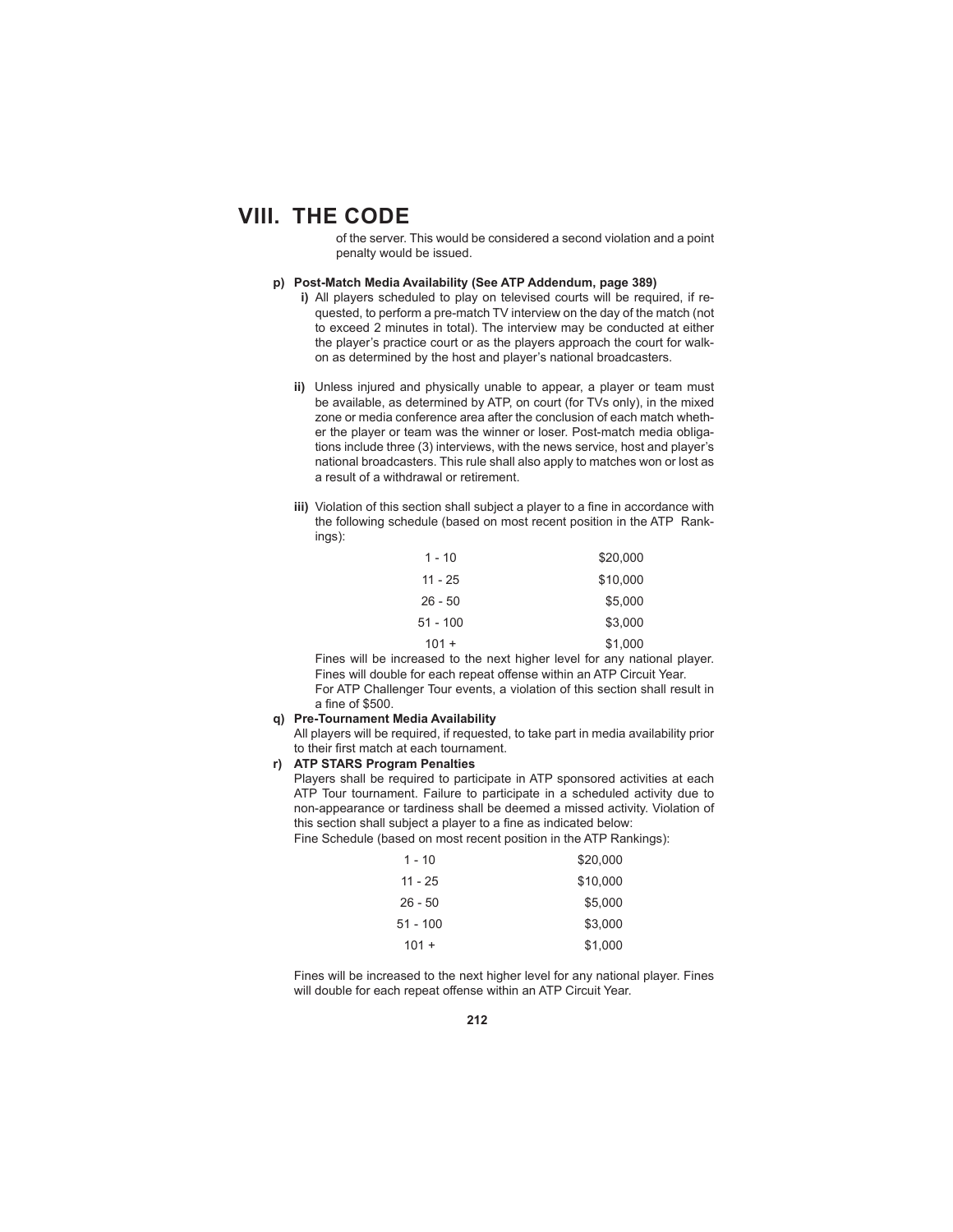# VIII. THE CODE

of the server. This would be considered a second violation and a point penalty would be issued.

**p) Post-Match Media Availability (See ATP Addendum, page 389)**

**i)** All players scheduled to play on televised courts will be required, if requested, to perform a pre-match TV interview on the day of the match (not to exceed 2 minutes in total). The interview may be conducted at either the player's practice court or as the players approach the court for walk-on as determined by the host and player's national broadcasters.

**ii)** Unless injured and physically unable to appear, a player or team must be available, as determined by ATP, on court (for TVs only), in the mixed zone or media conference area after the conclusion of each match whether the player or team was the winner or loser. Post-match media obligations include three (3) interviews, with the news service, host and player's national broadcasters. This rule shall also apply to matches won or lost as a result of a withdrawal or retirement.

**iii)** Violation of this section shall subject a player to a fine in accordance with the following schedule (based on most recent position in the ATP Rankings):

| | |
|---|---|
| 1 - 10 | $20,000 |
| 11 - 25 | $10,000 |
| 26 - 50 | $5,000 |
| 51 - 100 | $3,000 |
| 101 + | $1,000 |

Fines will be increased to the next higher level for any national player. Fines will double for each repeat offense within an ATP Circuit Year.

For ATP Challenger Tour events, a violation of this section shall result in a fine of $500.

**q) Pre-Tournament Media Availability**

All players will be required, if requested, to take part in media availability prior to their first match at each tournament.

**r) ATP STARS Program Penalties**

Players shall be required to participate in ATP sponsored activities at each ATP Tour tournament. Failure to participate in a scheduled activity due to non-appearance or tardiness shall be deemed a missed activity. Violation of this section shall subject a player to a fine as indicated below:

Fine Schedule (based on most recent position in the ATP Rankings):

| | |
|---|---|
| 1 - 10 | $20,000 |
| 11 - 25 | $10,000 |
| 26 - 50 | $5,000 |
| 51 - 100 | $3,000 |
| 101 + | $1,000 |

Fines will be increased to the next higher level for any national player. Fines will double for each repeat offense within an ATP Circuit Year.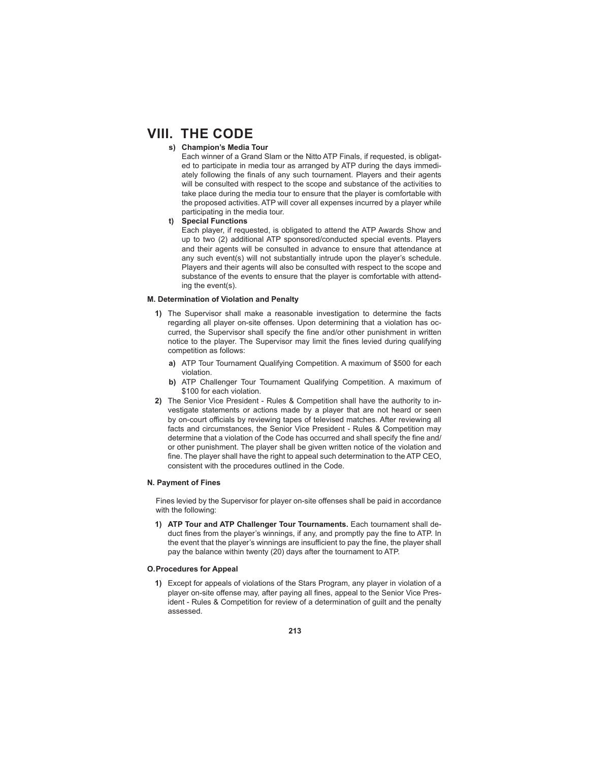# VIII. THE CODE

**s) Champion's Media Tour**

Each winner of a Grand Slam or the Nitto ATP Finals, if requested, is obligated to participate in media tour as arranged by ATP during the days immediately following the finals of any such tournament. Players and their agents will be consulted with respect to the scope and substance of the activities to take place during the media tour to ensure that the player is comfortable with the proposed activities. ATP will cover all expenses incurred by a player while participating in the media tour.

**t) Special Functions**

Each player, if requested, is obligated to attend the ATP Awards Show and up to two (2) additional ATP sponsored/conducted special events. Players and their agents will be consulted in advance to ensure that attendance at any such event(s) will not substantially intrude upon the player's schedule. Players and their agents will also be consulted with respect to the scope and substance of the events to ensure that the player is comfortable with attending the event(s).

### M. Determination of Violation and Penalty

**1)** The Supervisor shall make a reasonable investigation to determine the facts regarding all player on-site offenses. Upon determining that a violation has occurred, the Supervisor shall specify the fine and/or other punishment in written notice to the player. The Supervisor may limit the fines levied during qualifying competition as follows:

**a)** ATP Tour Tournament Qualifying Competition. A maximum of $500 for each violation.

**b)** ATP Challenger Tour Tournament Qualifying Competition. A maximum of $100 for each violation.

**2)** The Senior Vice President - Rules & Competition shall have the authority to investigate statements or actions made by a player that are not heard or seen by on-court officials by reviewing tapes of televised matches. After reviewing all facts and circumstances, the Senior Vice President - Rules & Competition may determine that a violation of the Code has occurred and shall specify the fine and/or other punishment. The player shall be given written notice of the violation and fine. The player shall have the right to appeal such determination to the ATP CEO, consistent with the procedures outlined in the Code.

### N. Payment of Fines

Fines levied by the Supervisor for player on-site offenses shall be paid in accordance with the following:

**1) ATP Tour and ATP Challenger Tour Tournaments.** Each tournament shall deduct fines from the player's winnings, if any, and promptly pay the fine to ATP. In the event that the player's winnings are insufficient to pay the fine, the player shall pay the balance within twenty (20) days after the tournament to ATP.

### O. Procedures for Appeal

**1)** Except for appeals of violations of the Stars Program, any player in violation of a player on-site offense may, after paying all fines, appeal to the Senior Vice President - Rules & Competition for review of a determination of guilt and the penalty assessed.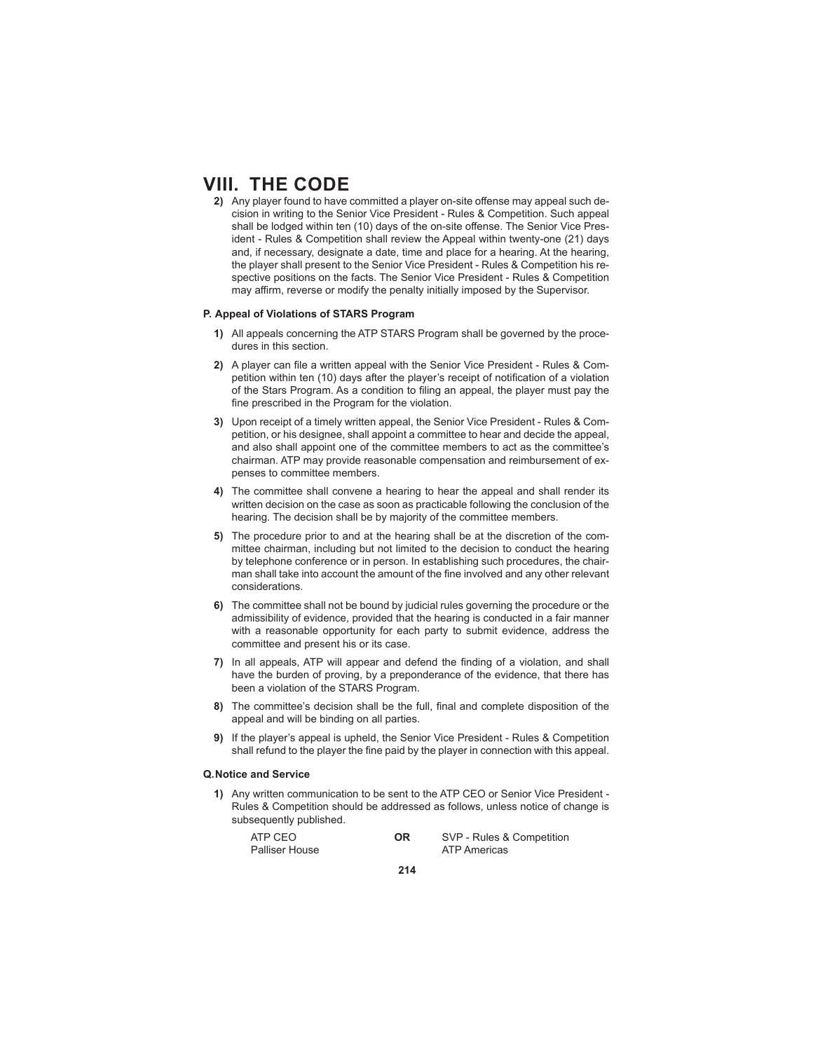# VIII. THE CODE

**2)** Any player found to have committed a player on-site offense may appeal such decision in writing to the Senior Vice President - Rules & Competition. Such appeal shall be lodged within ten (10) days of the on-site offense. The Senior Vice President - Rules & Competition shall review the Appeal within twenty-one (21) days and, if necessary, designate a date, time and place for a hearing. At the hearing, the player shall present to the Senior Vice President - Rules & Competition his respective positions on the facts. The Senior Vice President - Rules & Competition may affirm, reverse or modify the penalty initially imposed by the Supervisor.

### P. Appeal of Violations of STARS Program

**1)** All appeals concerning the ATP STARS Program shall be governed by the procedures in this section.

**2)** A player can file a written appeal with the Senior Vice President - Rules & Competition within ten (10) days after the player's receipt of notification of a violation of the Stars Program. As a condition to filing an appeal, the player must pay the fine prescribed in the Program for the violation.

**3)** Upon receipt of a timely written appeal, the Senior Vice President - Rules & Competition, or his designee, shall appoint a committee to hear and decide the appeal, and also shall appoint one of the committee members to act as the committee's chairman. ATP may provide reasonable compensation and reimbursement of expenses to committee members.

**4)** The committee shall convene a hearing to hear the appeal and shall render its written decision on the case as soon as practicable following the conclusion of the hearing. The decision shall be by majority of the committee members.

**5)** The procedure prior to and at the hearing shall be at the discretion of the committee chairman, including but not limited to the decision to conduct the hearing by telephone conference or in person. In establishing such procedures, the chairman shall take into account the amount of the fine involved and any other relevant considerations.

**6)** The committee shall not be bound by judicial rules governing the procedure or the admissibility of evidence, provided that the hearing is conducted in a fair manner with a reasonable opportunity for each party to submit evidence, address the committee and present his or its case.

**7)** In all appeals, ATP will appear and defend the finding of a violation, and shall have the burden of proving, by a preponderance of the evidence, that there has been a violation of the STARS Program.

**8)** The committee's decision shall be the full, final and complete disposition of the appeal and will be binding on all parties.

**9)** If the player's appeal is upheld, the Senior Vice President - Rules & Competition shall refund to the player the fine paid by the player in connection with this appeal.

### Q. Notice and Service

**1)** Any written communication to be sent to the ATP CEO or Senior Vice President - Rules & Competition should be addressed as follows, unless notice of change is subsequently published.

| ATP CEO | **OR** | SVP - Rules & Competition |
|---|---|---|
| Palliser House | | ATP Americas |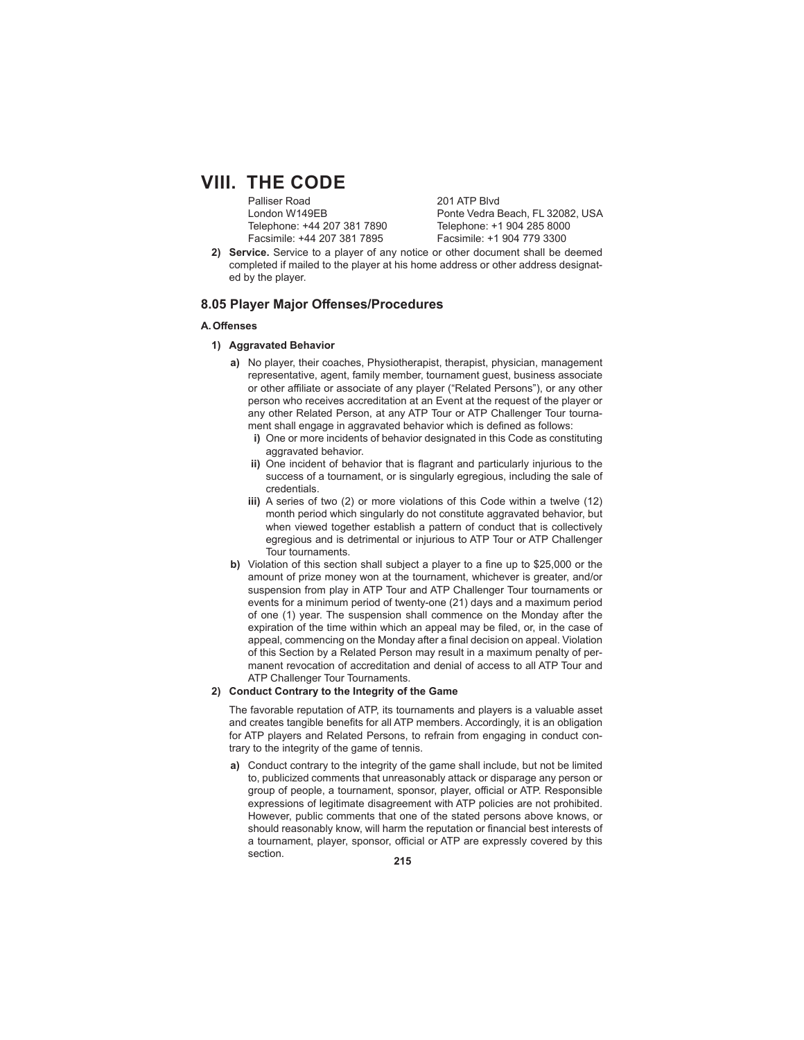# VIII. THE CODE

Palliser Road
London W149EB
Telephone: +44 207 381 7890
Facsimile: +44 207 381 7895

201 ATP Blvd
Ponte Vedra Beach, FL 32082, USA
Telephone: +1 904 285 8000
Facsimile: +1 904 779 3300

**2) Service.** Service to a player of any notice or other document shall be deemed completed if mailed to the player at his home address or other address designated by the player.

## 8.05 Player Major Offenses/Procedures

### A. Offenses

**1) Aggravated Behavior**

**a)** No player, their coaches, Physiotherapist, therapist, physician, management representative, agent, family member, tournament guest, business associate or other affiliate or associate of any player ("Related Persons"), or any other person who receives accreditation at an Event at the request of the player or any other Related Person, at any ATP Tour or ATP Challenger Tour tournament shall engage in aggravated behavior which is defined as follows:

**i)** One or more incidents of behavior designated in this Code as constituting aggravated behavior.

**ii)** One incident of behavior that is flagrant and particularly injurious to the success of a tournament, or is singularly egregious, including the sale of credentials.

**iii)** A series of two (2) or more violations of this Code within a twelve (12) month period which singularly do not constitute aggravated behavior, but when viewed together establish a pattern of conduct that is collectively egregious and is detrimental or injurious to ATP Tour or ATP Challenger Tour tournaments.

**b)** Violation of this section shall subject a player to a fine up to $25,000 or the amount of prize money won at the tournament, whichever is greater, and/or suspension from play in ATP Tour and ATP Challenger Tour tournaments or events for a minimum period of twenty-one (21) days and a maximum period of one (1) year. The suspension shall commence on the Monday after the expiration of the time within which an appeal may be filed, or, in the case of appeal, commencing on the Monday after a final decision on appeal. Violation of this Section by a Related Person may result in a maximum penalty of permanent revocation of accreditation and denial of access to all ATP Tour and ATP Challenger Tour Tournaments.

**2) Conduct Contrary to the Integrity of the Game**

The favorable reputation of ATP, its tournaments and players is a valuable asset and creates tangible benefits for all ATP members. Accordingly, it is an obligation for ATP players and Related Persons, to refrain from engaging in conduct contrary to the integrity of the game of tennis.

**a)** Conduct contrary to the integrity of the game shall include, but not be limited to, publicized comments that unreasonably attack or disparage any person or group of people, a tournament, sponsor, player, official or ATP. Responsible expressions of legitimate disagreement with ATP policies are not prohibited. However, public comments that one of the stated persons above knows, or should reasonably know, will harm the reputation or financial best interests of a tournament, player, sponsor, official or ATP are expressly covered by this section.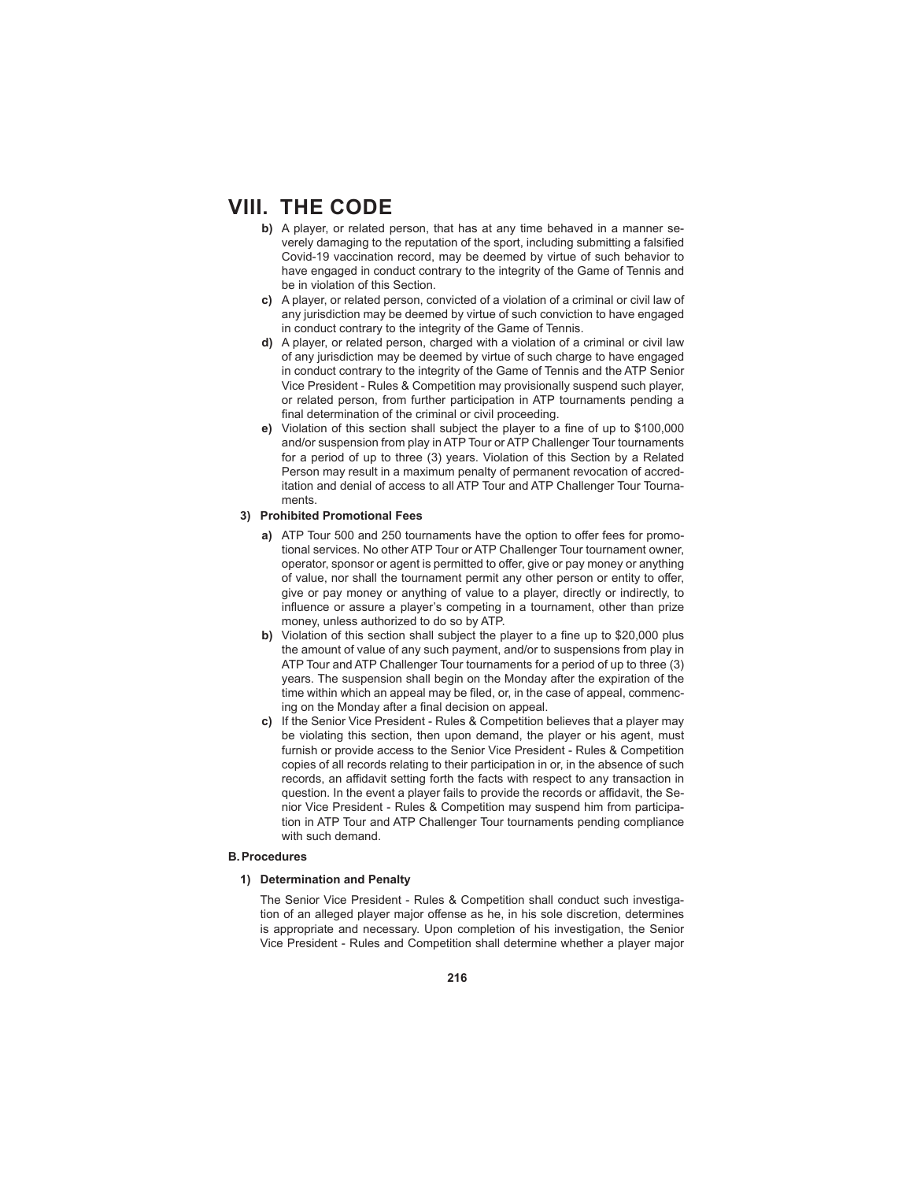# VIII. THE CODE

**b)** A player, or related person, that has at any time behaved in a manner severely damaging to the reputation of the sport, including submitting a falsified Covid-19 vaccination record, may be deemed by virtue of such behavior to have engaged in conduct contrary to the integrity of the Game of Tennis and be in violation of this Section.

**c)** A player, or related person, convicted of a violation of a criminal or civil law of any jurisdiction may be deemed by virtue of such conviction to have engaged in conduct contrary to the integrity of the Game of Tennis.

**d)** A player, or related person, charged with a violation of a criminal or civil law of any jurisdiction may be deemed by virtue of such charge to have engaged in conduct contrary to the integrity of the Game of Tennis and the ATP Senior Vice President - Rules & Competition may provisionally suspend such player, or related person, from further participation in ATP tournaments pending a final determination of the criminal or civil proceeding.

**e)** Violation of this section shall subject the player to a fine of up to $100,000 and/or suspension from play in ATP Tour or ATP Challenger Tour tournaments for a period of up to three (3) years. Violation of this Section by a Related Person may result in a maximum penalty of permanent revocation of accreditation and denial of access to all ATP Tour and ATP Challenger Tour Tournaments.

**3) Prohibited Promotional Fees**

**a)** ATP Tour 500 and 250 tournaments have the option to offer fees for promotional services. No other ATP Tour or ATP Challenger Tour tournament owner, operator, sponsor or agent is permitted to offer, give or pay money or anything of value, nor shall the tournament permit any other person or entity to offer, give or pay money or anything of value to a player, directly or indirectly, to influence or assure a player's competing in a tournament, other than prize money, unless authorized to do so by ATP.

**b)** Violation of this section shall subject the player to a fine up to $20,000 plus the amount of value of any such payment, and/or to suspensions from play in ATP Tour and ATP Challenger Tour tournaments for a period of up to three (3) years. The suspension shall begin on the Monday after the expiration of the time within which an appeal may be filed, or, in the case of appeal, commencing on the Monday after a final decision on appeal.

**c)** If the Senior Vice President - Rules & Competition believes that a player may be violating this section, then upon demand, the player or his agent, must furnish or provide access to the Senior Vice President - Rules & Competition copies of all records relating to their participation in or, in the absence of such records, an affidavit setting forth the facts with respect to any transaction in question. In the event a player fails to provide the records or affidavit, the Senior Vice President - Rules & Competition may suspend him from participation in ATP Tour and ATP Challenger Tour tournaments pending compliance with such demand.

**B. Procedures**

**1) Determination and Penalty**

The Senior Vice President - Rules & Competition shall conduct such investigation of an alleged player major offense as he, in his sole discretion, determines is appropriate and necessary. Upon completion of his investigation, the Senior Vice President - Rules and Competition shall determine whether a player major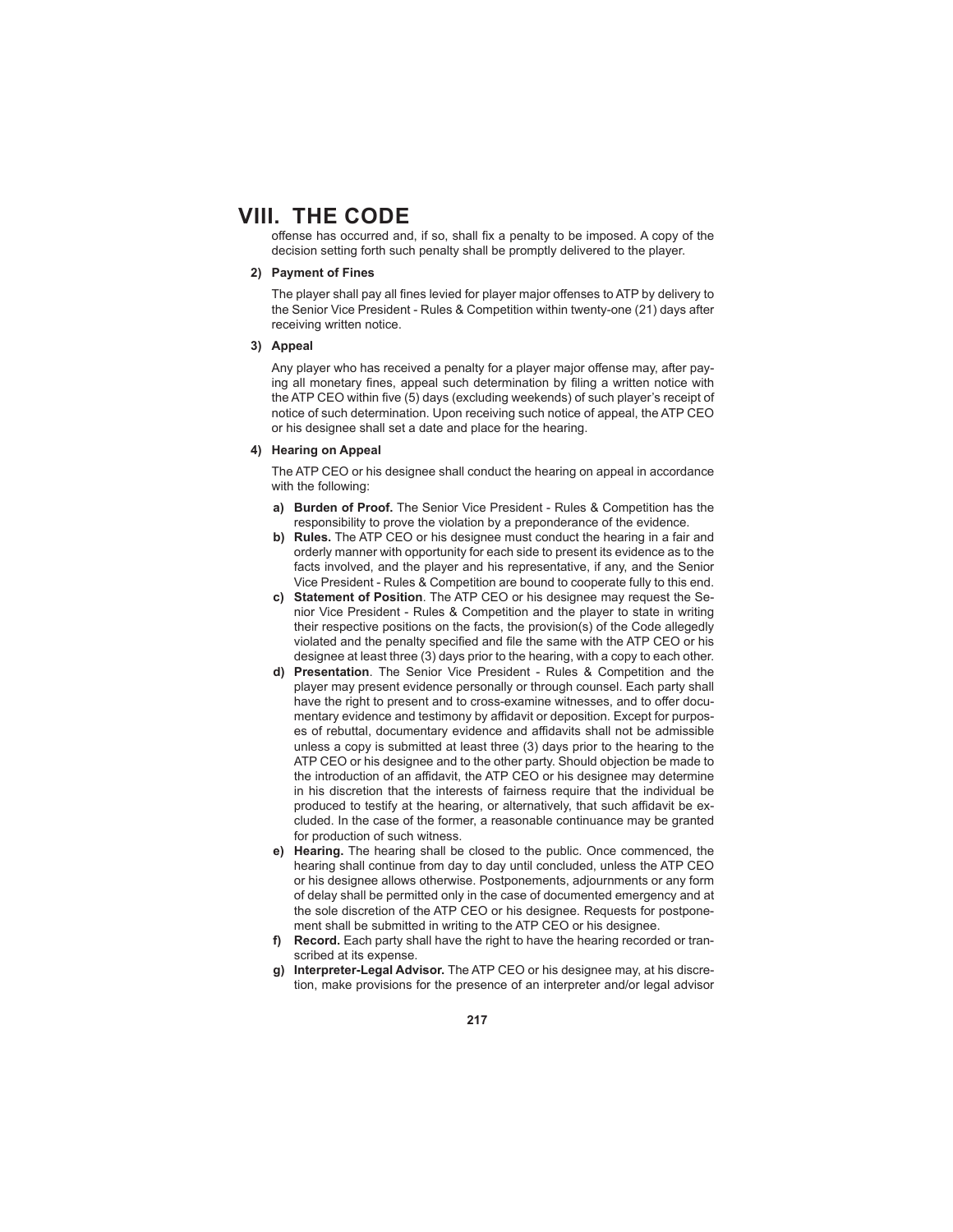offense has occurred and, if so, shall fix a penalty to be imposed. A copy of the decision setting forth such penalty shall be promptly delivered to the player.

**2) Payment of Fines**

The player shall pay all fines levied for player major offenses to ATP by delivery to the Senior Vice President - Rules & Competition within twenty-one (21) days after receiving written notice.

**3) Appeal**

Any player who has received a penalty for a player major offense may, after paying all monetary fines, appeal such determination by filing a written notice with the ATP CEO within five (5) days (excluding weekends) of such player's receipt of notice of such determination. Upon receiving such notice of appeal, the ATP CEO or his designee shall set a date and place for the hearing.

**4) Hearing on Appeal**

The ATP CEO or his designee shall conduct the hearing on appeal in accordance with the following:

**a) Burden of Proof.** The Senior Vice President - Rules & Competition has the responsibility to prove the violation by a preponderance of the evidence.

**b) Rules.** The ATP CEO or his designee must conduct the hearing in a fair and orderly manner with opportunity for each side to present its evidence as to the facts involved, and the player and his representative, if any, and the Senior Vice President - Rules & Competition are bound to cooperate fully to this end.

**c) Statement of Position**. The ATP CEO or his designee may request the Senior Vice President - Rules & Competition and the player to state in writing their respective positions on the facts, the provision(s) of the Code allegedly violated and the penalty specified and file the same with the ATP CEO or his designee at least three (3) days prior to the hearing, with a copy to each other.

**d) Presentation**. The Senior Vice President - Rules & Competition and the player may present evidence personally or through counsel. Each party shall have the right to present and to cross-examine witnesses, and to offer documentary evidence and testimony by affidavit or deposition. Except for purposes of rebuttal, documentary evidence and affidavits shall not be admissible unless a copy is submitted at least three (3) days prior to the hearing to the ATP CEO or his designee and to the other party. Should objection be made to the introduction of an affidavit, the ATP CEO or his designee may determine in his discretion that the interests of fairness require that the individual be produced to testify at the hearing, or alternatively, that such affidavit be excluded. In the case of the former, a reasonable continuance may be granted for production of such witness.

**e) Hearing.** The hearing shall be closed to the public. Once commenced, the hearing shall continue from day to day until concluded, unless the ATP CEO or his designee allows otherwise. Postponements, adjournments or any form of delay shall be permitted only in the case of documented emergency and at the sole discretion of the ATP CEO or his designee. Requests for postponement shall be submitted in writing to the ATP CEO or his designee.

**f) Record.** Each party shall have the right to have the hearing recorded or transcribed at its expense.

**g) Interpreter-Legal Advisor.** The ATP CEO or his designee may, at his discretion, make provisions for the presence of an interpreter and/or legal advisor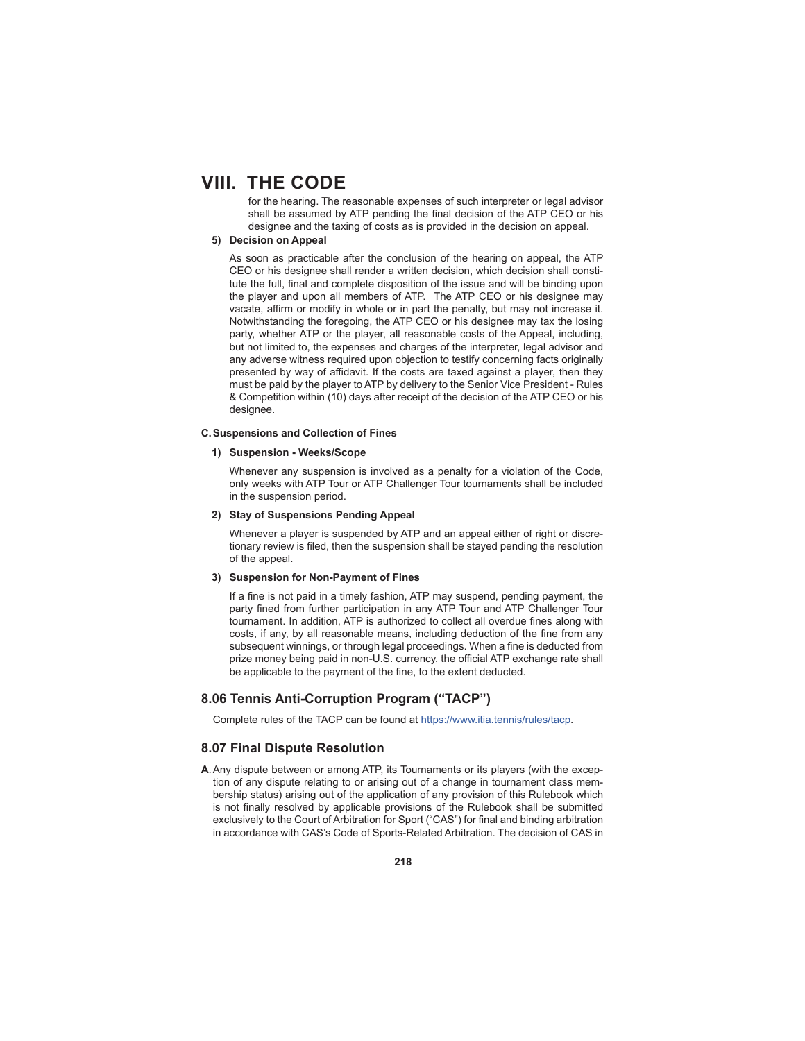for the hearing. The reasonable expenses of such interpreter or legal advisor shall be assumed by ATP pending the final decision of the ATP CEO or his designee and the taxing of costs as is provided in the decision on appeal.

**5) Decision on Appeal**

As soon as practicable after the conclusion of the hearing on appeal, the ATP CEO or his designee shall render a written decision, which decision shall constitute the full, final and complete disposition of the issue and will be binding upon the player and upon all members of ATP. The ATP CEO or his designee may vacate, affirm or modify in whole or in part the penalty, but may not increase it. Notwithstanding the foregoing, the ATP CEO or his designee may tax the losing party, whether ATP or the player, all reasonable costs of the Appeal, including, but not limited to, the expenses and charges of the interpreter, legal advisor and any adverse witness required upon objection to testify concerning facts originally presented by way of affidavit. If the costs are taxed against a player, then they must be paid by the player to ATP by delivery to the Senior Vice President - Rules & Competition within (10) days after receipt of the decision of the ATP CEO or his designee.

**C. Suspensions and Collection of Fines**

**1) Suspension - Weeks/Scope**

Whenever any suspension is involved as a penalty for a violation of the Code, only weeks with ATP Tour or ATP Challenger Tour tournaments shall be included in the suspension period.

**2) Stay of Suspensions Pending Appeal**

Whenever a player is suspended by ATP and an appeal either of right or discretionary review is filed, then the suspension shall be stayed pending the resolution of the appeal.

**3) Suspension for Non-Payment of Fines**

If a fine is not paid in a timely fashion, ATP may suspend, pending payment, the party fined from further participation in any ATP Tour and ATP Challenger Tour tournament. In addition, ATP is authorized to collect all overdue fines along with costs, if any, by all reasonable means, including deduction of the fine from any subsequent winnings, or through legal proceedings. When a fine is deducted from prize money being paid in non-U.S. currency, the official ATP exchange rate shall be applicable to the payment of the fine, to the extent deducted.

## 8.06 Tennis Anti-Corruption Program ("TACP")

Complete rules of the TACP can be found at https://www.itia.tennis/rules/tacp.

## 8.07 Final Dispute Resolution

**A**. Any dispute between or among ATP, its Tournaments or its players (with the exception of any dispute relating to or arising out of a change in tournament class membership status) arising out of the application of any provision of this Rulebook which is not finally resolved by applicable provisions of the Rulebook shall be submitted exclusively to the Court of Arbitration for Sport ("CAS") for final and binding arbitration in accordance with CAS's Code of Sports-Related Arbitration. The decision of CAS in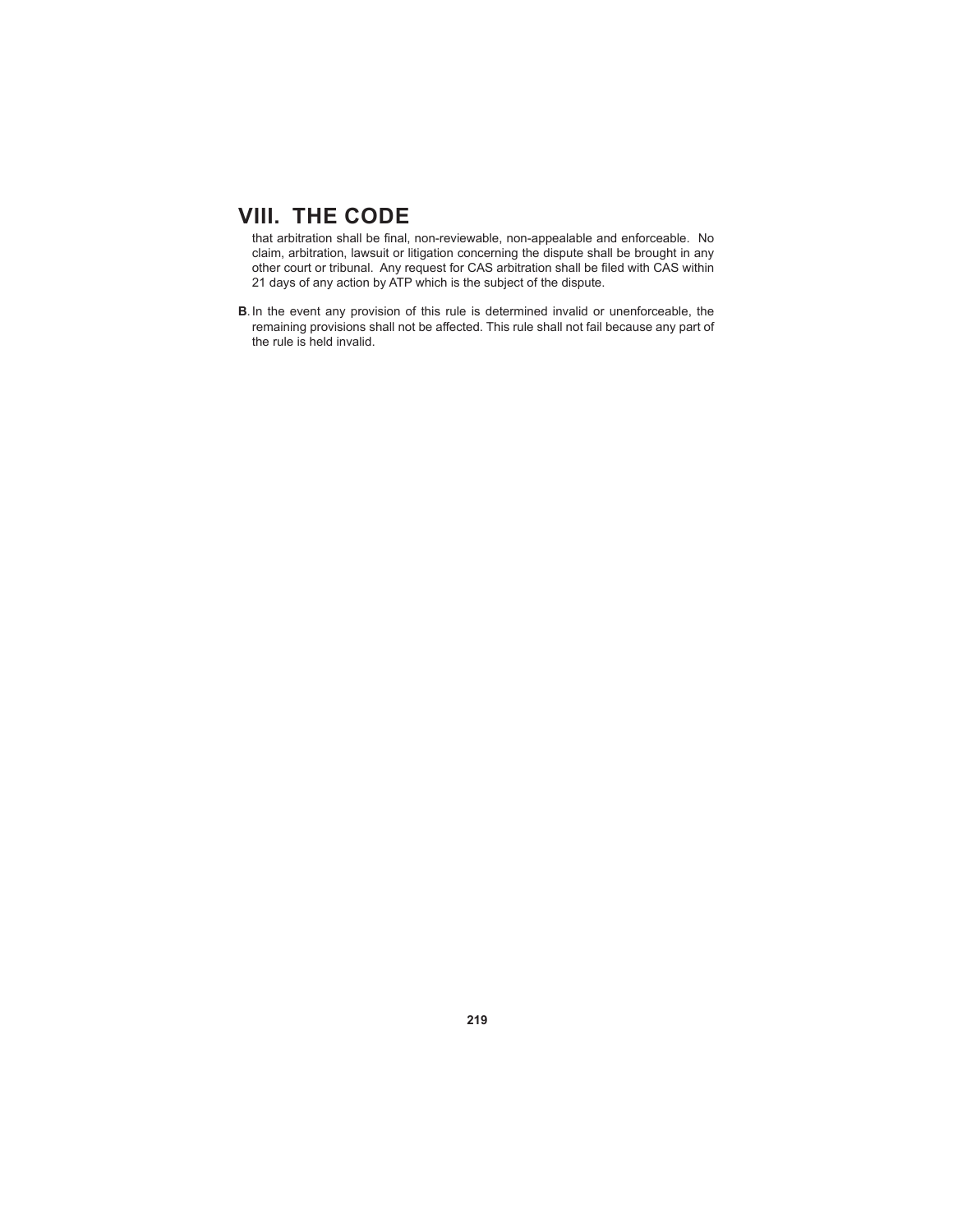# VIII. THE CODE

that arbitration shall be final, non-reviewable, non-appealable and enforceable. No claim, arbitration, lawsuit or litigation concerning the dispute shall be brought in any other court or tribunal. Any request for CAS arbitration shall be filed with CAS within 21 days of any action by ATP which is the subject of the dispute.

**B**. In the event any provision of this rule is determined invalid or unenforceable, the remaining provisions shall not be affected. This rule shall not fail because any part of the rule is held invalid.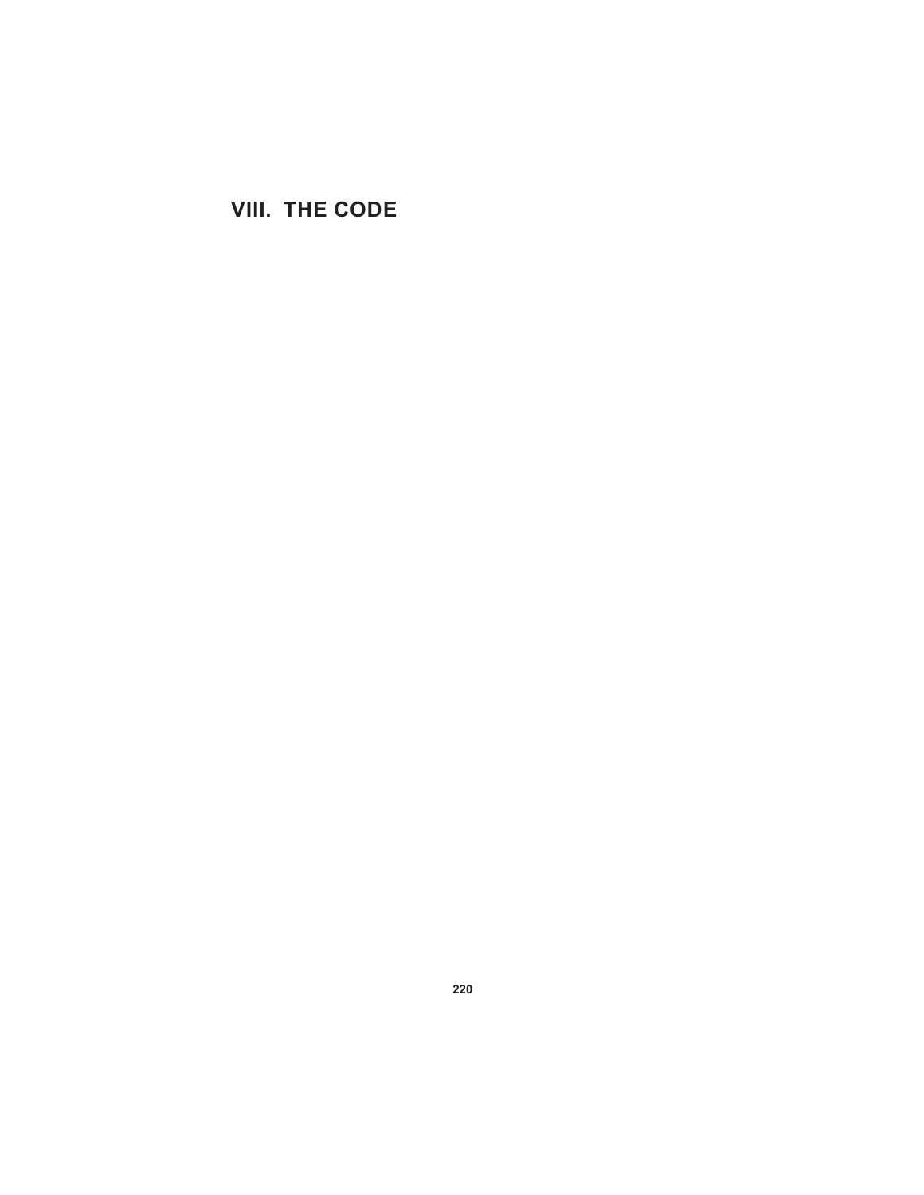# VIII. THE CODE